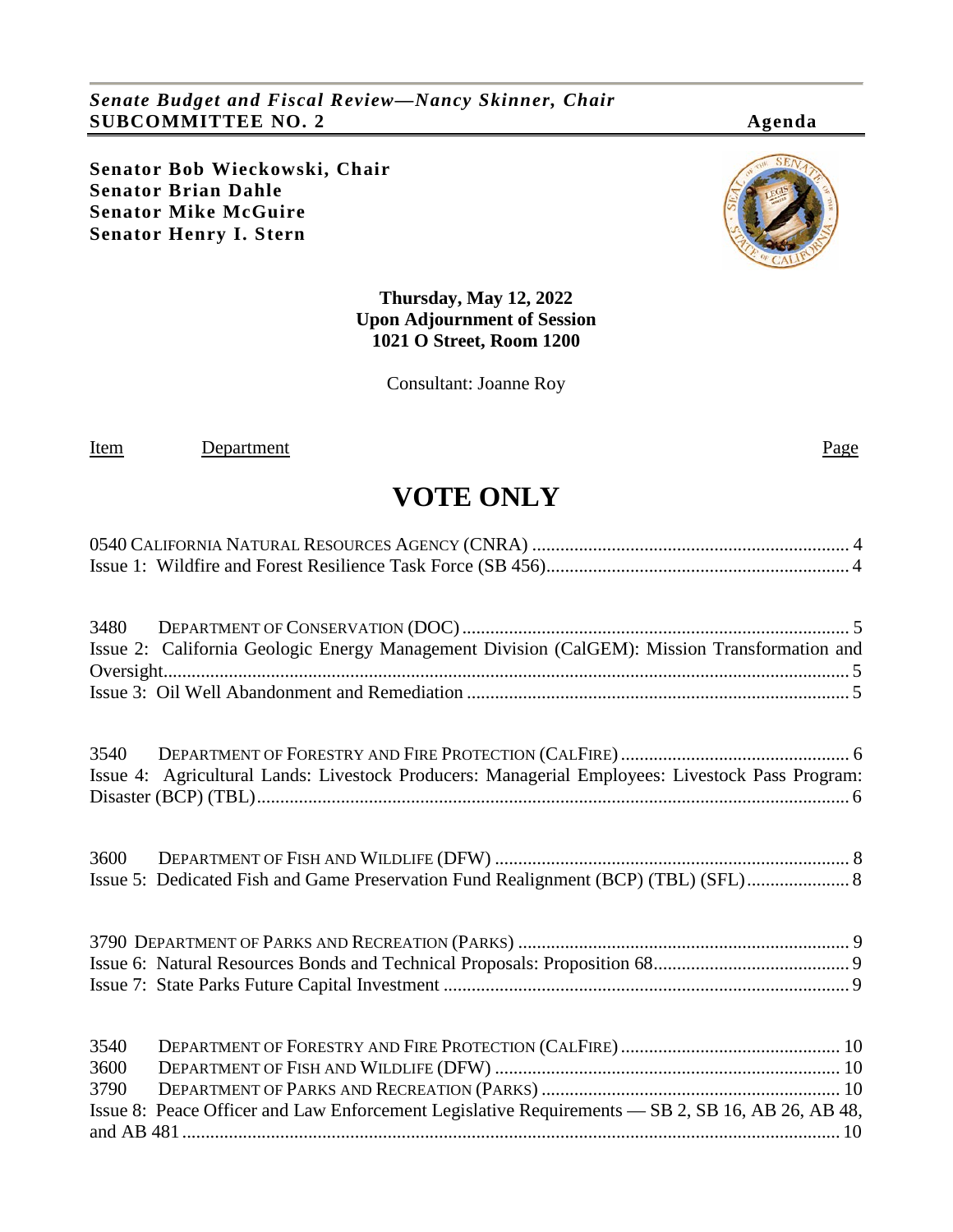*Senate Budget and Fiscal Review—Nancy Skinner, Chair*
**SUBCOMMITTEE NO. 2** **Agenda**

**Senator Bob Wieckowski, Chair**
**Senator Brian Dahle**
**Senator Mike McGuire**
**Senator Henry I. Stern**

**Thursday, May 12, 2022**
**Upon Adjournment of Session**
**1021 O Street, Room 1200**

Consultant: Joanne Roy

Item Department Page

# VOTE ONLY

0540 CALIFORNIA NATURAL RESOURCES AGENCY (CNRA) .......... 4
Issue 1: Wildfire and Forest Resilience Task Force (SB 456).......... 4

3480 DEPARTMENT OF CONSERVATION (DOC).......... 5
Issue 2: California Geologic Energy Management Division (CalGEM): Mission Transformation and Oversight.......... 5
Issue 3: Oil Well Abandonment and Remediation .......... 5

3540 DEPARTMENT OF FORESTRY AND FIRE PROTECTION (CALFIRE) .......... 6
Issue 4: Agricultural Lands: Livestock Producers: Managerial Employees: Livestock Pass Program: Disaster (BCP) (TBL).......... 6

3600 DEPARTMENT OF FISH AND WILDLIFE (DFW) .......... 8
Issue 5: Dedicated Fish and Game Preservation Fund Realignment (BCP) (TBL) (SFL).......... 8

3790 DEPARTMENT OF PARKS AND RECREATION (PARKS) .......... 9
Issue 6: Natural Resources Bonds and Technical Proposals: Proposition 68.......... 9
Issue 7: State Parks Future Capital Investment .......... 9

3540 DEPARTMENT OF FORESTRY AND FIRE PROTECTION (CALFIRE) .......... 10
3600 DEPARTMENT OF FISH AND WILDLIFE (DFW) .......... 10
3790 DEPARTMENT OF PARKS AND RECREATION (PARKS) .......... 10
Issue 8: Peace Officer and Law Enforcement Legislative Requirements — SB 2, SB 16, AB 26, AB 48, and AB 481.......... 10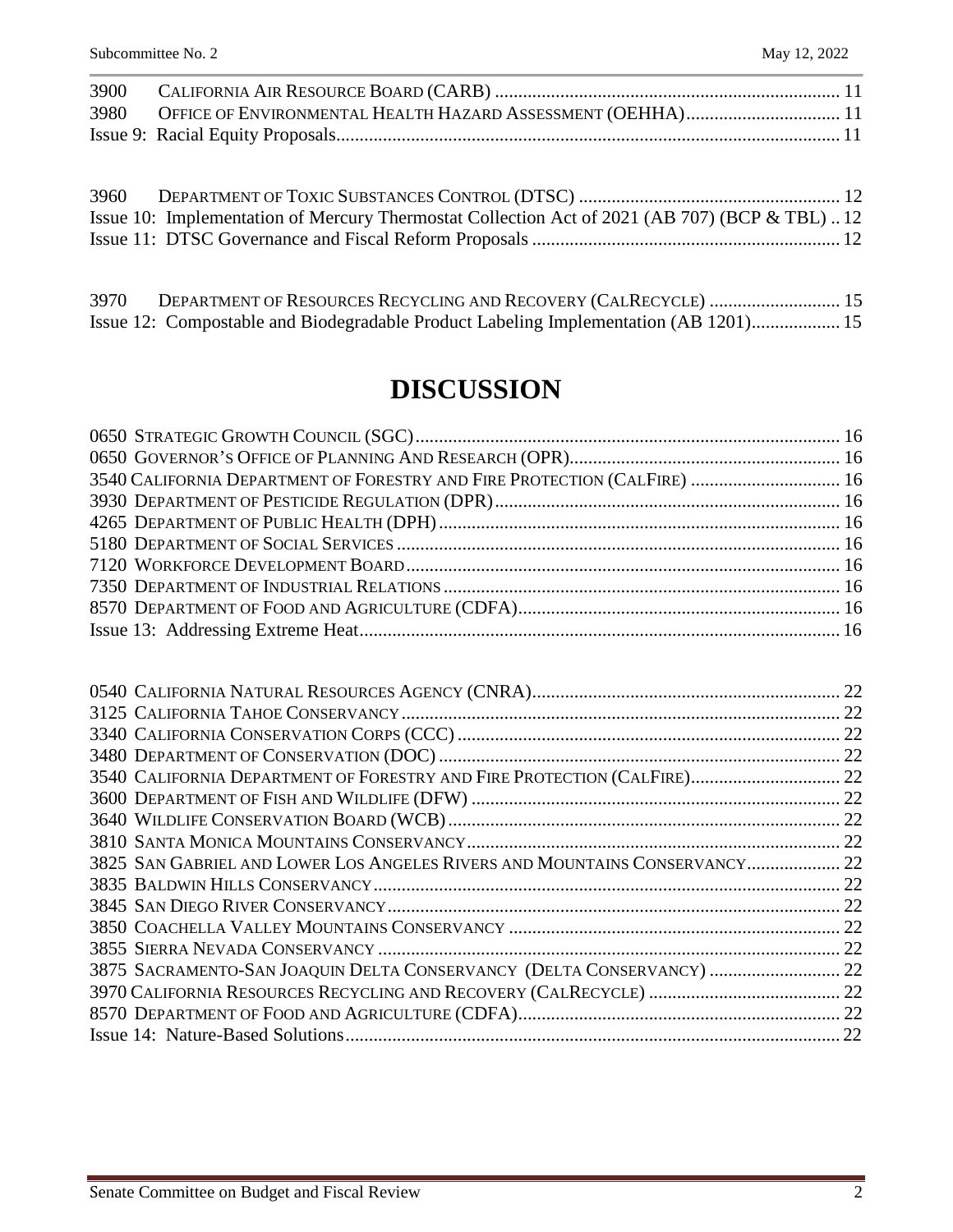3900 CALIFORNIA AIR RESOURCE BOARD (CARB) ........................................................................ 11
3980 OFFICE OF ENVIRONMENTAL HEALTH HAZARD ASSESSMENT (OEHHA)................................ 11
Issue 9: Racial Equity Proposals........................................................................................................ 11

3960 DEPARTMENT OF TOXIC SUBSTANCES CONTROL (DTSC) ...................................................... 12
Issue 10: Implementation of Mercury Thermostat Collection Act of 2021 (AB 707) (BCP & TBL) .. 12
Issue 11: DTSC Governance and Fiscal Reform Proposals ................................................................ 12

3970 DEPARTMENT OF RESOURCES RECYCLING AND RECOVERY (CALRECYCLE) ............................ 15
Issue 12: Compostable and Biodegradable Product Labeling Implementation (AB 1201).................. 15

# DISCUSSION

0650 STRATEGIC GROWTH COUNCIL (SGC)......................................................................................... 16
0650 GOVERNOR'S OFFICE OF PLANNING AND RESEARCH (OPR)........................................................ 16
3540 CALIFORNIA DEPARTMENT OF FORESTRY AND FIRE PROTECTION (CALFIRE) ............................... 16
3930 DEPARTMENT OF PESTICIDE REGULATION (DPR).......................................................................... 16
4265 DEPARTMENT OF PUBLIC HEALTH (DPH)...................................................................................... 16
5180 DEPARTMENT OF SOCIAL SERVICES .............................................................................................. 16
7120 WORKFORCE DEVELOPMENT BOARD ............................................................................................ 16
7350 DEPARTMENT OF INDUSTRIAL RELATIONS .................................................................................... 16
8570 DEPARTMENT OF FOOD AND AGRICULTURE (CDFA).................................................................... 16
Issue 13: Addressing Extreme Heat...................................................................................................... 16

0540 CALIFORNIA NATURAL RESOURCES AGENCY (CNRA)................................................................. 22
3125 CALIFORNIA TAHOE CONSERVANCY ............................................................................................. 22
3340 CALIFORNIA CONSERVATION CORPS (CCC) ................................................................................. 22
3480 DEPARTMENT OF CONSERVATION (DOC) ...................................................................................... 22
3540 CALIFORNIA DEPARTMENT OF FORESTRY AND FIRE PROTECTION (CALFIRE)................................ 22
3600 DEPARTMENT OF FISH AND WILDLIFE (DFW) ............................................................................... 22
3640 WILDLIFE CONSERVATION BOARD (WCB) .................................................................................... 22
3810 SANTA MONICA MOUNTAINS CONSERVANCY................................................................................ 22
3825 SAN GABRIEL AND LOWER LOS ANGELES RIVERS AND MOUNTAINS CONSERVANCY.................... 22
3835 BALDWIN HILLS CONSERVANCY.................................................................................................... 22
3845 SAN DIEGO RIVER CONSERVANCY................................................................................................. 22
3850 COACHELLA VALLEY MOUNTAINS CONSERVANCY ....................................................................... 22
3855 SIERRA NEVADA CONSERVANCY ................................................................................................... 22
3875 SACRAMENTO-SAN JOAQUIN DELTA CONSERVANCY (DELTA CONSERVANCY) ............................ 22
3970 CALIFORNIA RESOURCES RECYCLING AND RECOVERY (CALRECYCLE) ......................................... 22
8570 DEPARTMENT OF FOOD AND AGRICULTURE (CDFA)..................................................................... 22
Issue 14: Nature-Based Solutions.......................................................................................................... 22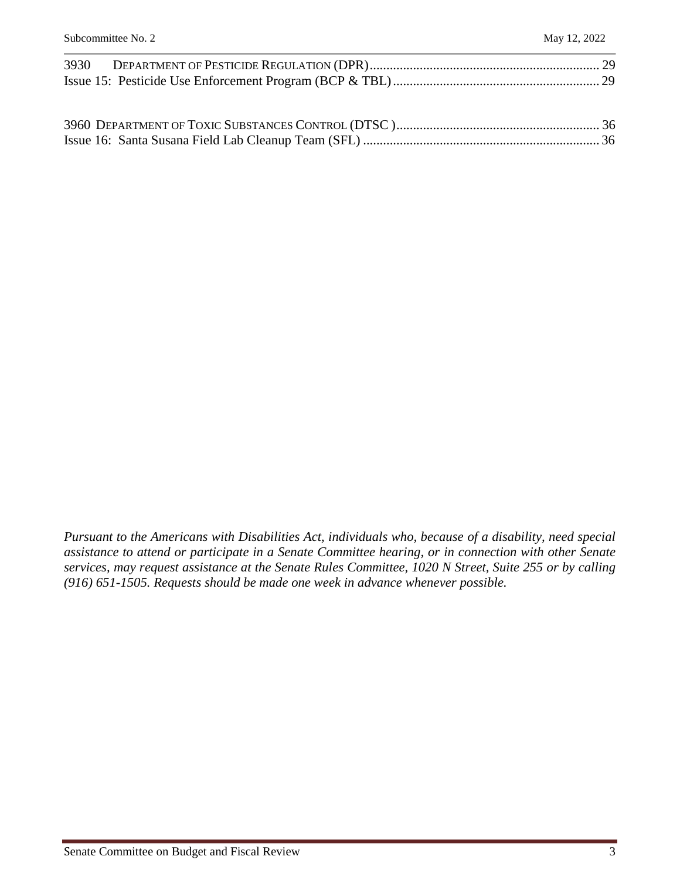3930 DEPARTMENT OF PESTICIDE REGULATION (DPR) .................................................................... 29
Issue 15: Pesticide Use Enforcement Program (BCP & TBL) ............................................................. 29

3960 DEPARTMENT OF TOXIC SUBSTANCES CONTROL (DTSC ) ............................................................ 36
Issue 16: Santa Susana Field Lab Cleanup Team (SFL) ...................................................................... 36

*Pursuant to the Americans with Disabilities Act, individuals who, because of a disability, need special assistance to attend or participate in a Senate Committee hearing, or in connection with other Senate services, may request assistance at the Senate Rules Committee, 1020 N Street, Suite 255 or by calling (916) 651-1505. Requests should be made one week in advance whenever possible.*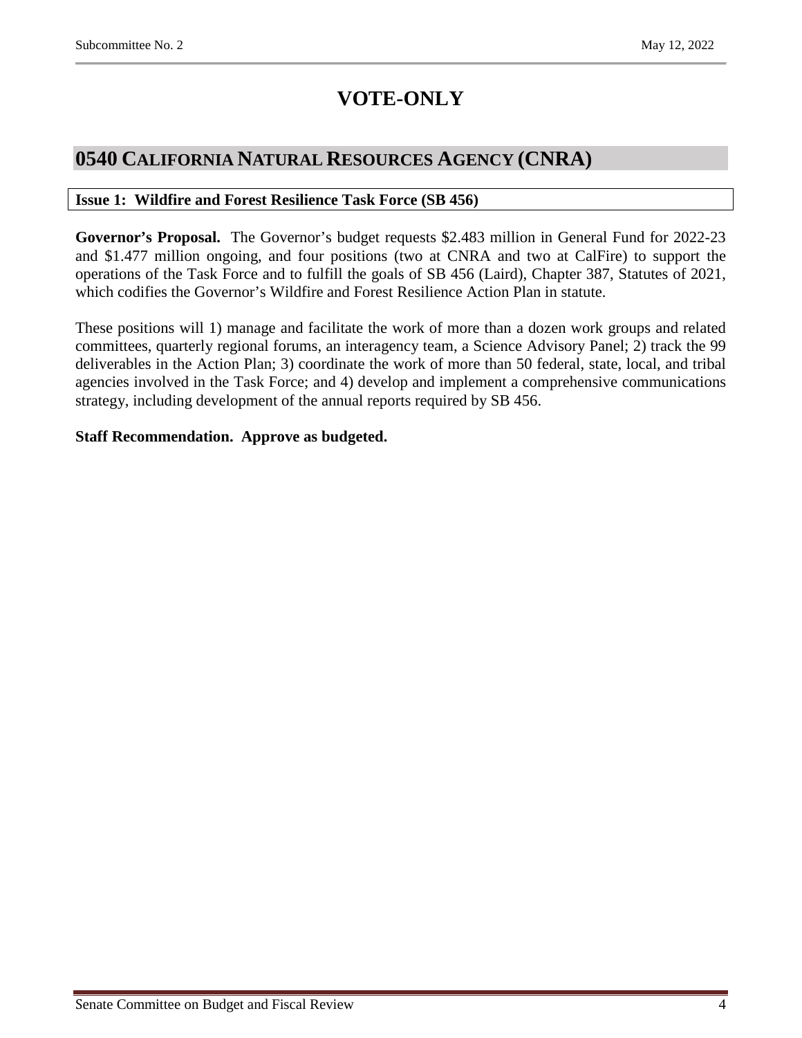# VOTE-ONLY

## 0540 California Natural Resources Agency (CNRA)

### Issue 1: Wildfire and Forest Resilience Task Force (SB 456)

**Governor's Proposal.** The Governor's budget requests $2.483 million in General Fund for 2022-23 and $1.477 million ongoing, and four positions (two at CNRA and two at CalFire) to support the operations of the Task Force and to fulfill the goals of SB 456 (Laird), Chapter 387, Statutes of 2021, which codifies the Governor's Wildfire and Forest Resilience Action Plan in statute.

These positions will 1) manage and facilitate the work of more than a dozen work groups and related committees, quarterly regional forums, an interagency team, a Science Advisory Panel; 2) track the 99 deliverables in the Action Plan; 3) coordinate the work of more than 50 federal, state, local, and tribal agencies involved in the Task Force; and 4) develop and implement a comprehensive communications strategy, including development of the annual reports required by SB 456.

**Staff Recommendation. Approve as budgeted.**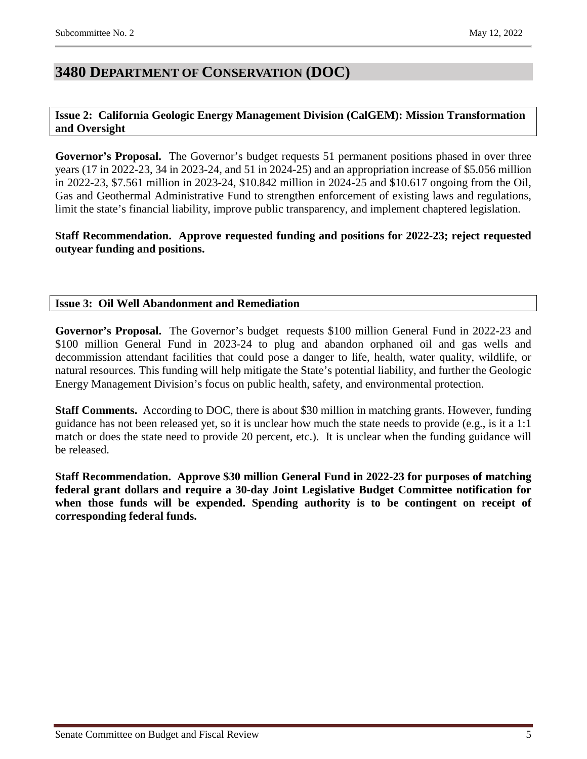## 3480 DEPARTMENT OF CONSERVATION (DOC)

**Issue 2: California Geologic Energy Management Division (CalGEM): Mission Transformation and Oversight**

**Governor's Proposal.** The Governor's budget requests 51 permanent positions phased in over three years (17 in 2022-23, 34 in 2023-24, and 51 in 2024-25) and an appropriation increase of $5.056 million in 2022-23, $7.561 million in 2023-24, $10.842 million in 2024-25 and $10.617 ongoing from the Oil, Gas and Geothermal Administrative Fund to strengthen enforcement of existing laws and regulations, limit the state's financial liability, improve public transparency, and implement chaptered legislation.

**Staff Recommendation. Approve requested funding and positions for 2022-23; reject requested outyear funding and positions.**

**Issue 3: Oil Well Abandonment and Remediation**

**Governor's Proposal.** The Governor's budget requests $100 million General Fund in 2022-23 and $100 million General Fund in 2023-24 to plug and abandon orphaned oil and gas wells and decommission attendant facilities that could pose a danger to life, health, water quality, wildlife, or natural resources. This funding will help mitigate the State's potential liability, and further the Geologic Energy Management Division's focus on public health, safety, and environmental protection.

**Staff Comments.** According to DOC, there is about $30 million in matching grants. However, funding guidance has not been released yet, so it is unclear how much the state needs to provide (e.g., is it a 1:1 match or does the state need to provide 20 percent, etc.). It is unclear when the funding guidance will be released.

**Staff Recommendation. Approve $30 million General Fund in 2022-23 for purposes of matching federal grant dollars and require a 30-day Joint Legislative Budget Committee notification for when those funds will be expended. Spending authority is to be contingent on receipt of corresponding federal funds.**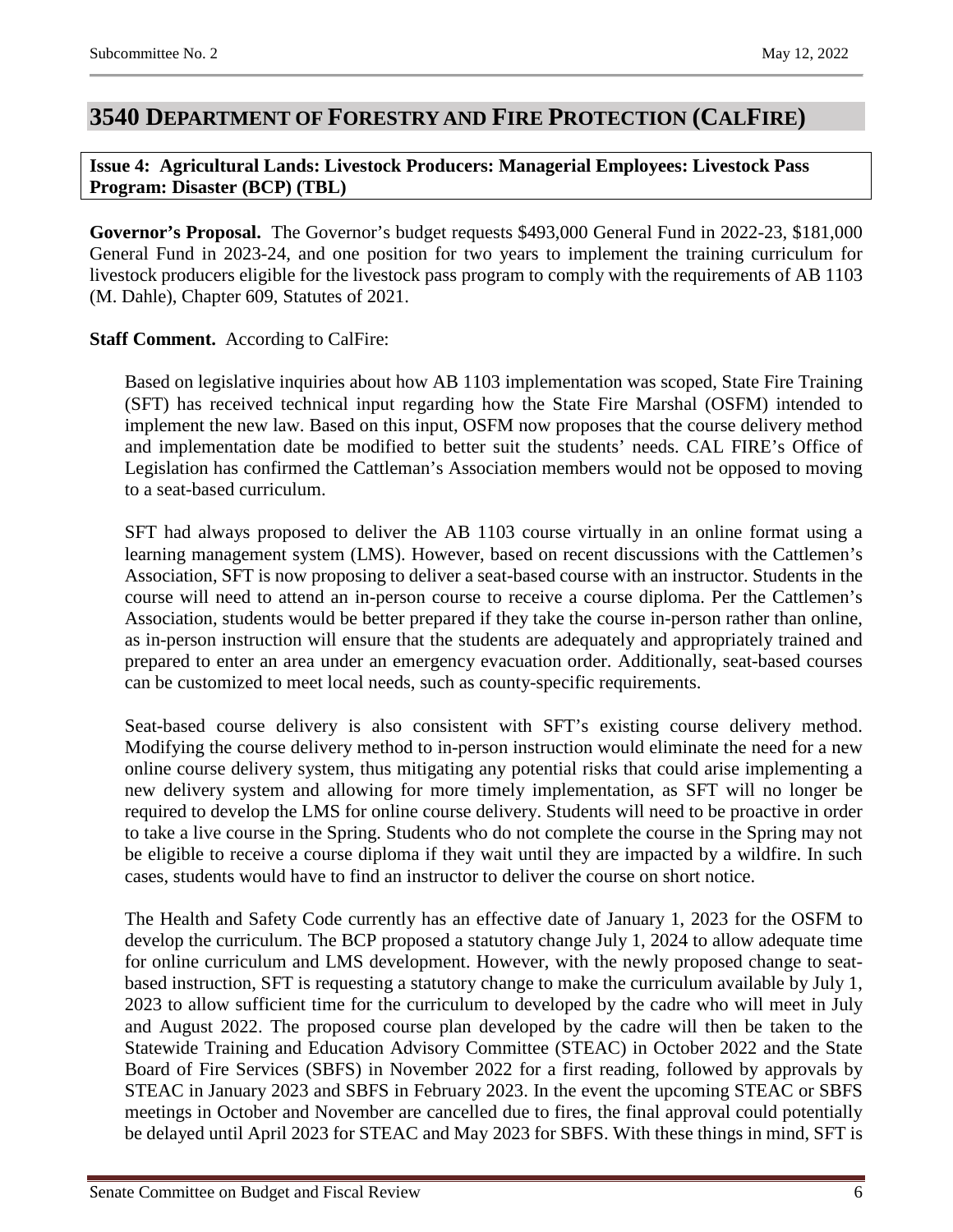## 3540 DEPARTMENT OF FORESTRY AND FIRE PROTECTION (CALFIRE)

**Issue 4: Agricultural Lands: Livestock Producers: Managerial Employees: Livestock Pass Program: Disaster (BCP) (TBL)**

**Governor's Proposal.** The Governor's budget requests $493,000 General Fund in 2022-23, $181,000 General Fund in 2023-24, and one position for two years to implement the training curriculum for livestock producers eligible for the livestock pass program to comply with the requirements of AB 1103 (M. Dahle), Chapter 609, Statutes of 2021.

**Staff Comment.** According to CalFire:

> Based on legislative inquiries about how AB 1103 implementation was scoped, State Fire Training (SFT) has received technical input regarding how the State Fire Marshal (OSFM) intended to implement the new law. Based on this input, OSFM now proposes that the course delivery method and implementation date be modified to better suit the students' needs. CAL FIRE's Office of Legislation has confirmed the Cattleman's Association members would not be opposed to moving to a seat-based curriculum.
>
> SFT had always proposed to deliver the AB 1103 course virtually in an online format using a learning management system (LMS). However, based on recent discussions with the Cattlemen's Association, SFT is now proposing to deliver a seat-based course with an instructor. Students in the course will need to attend an in-person course to receive a course diploma. Per the Cattlemen's Association, students would be better prepared if they take the course in-person rather than online, as in-person instruction will ensure that the students are adequately and appropriately trained and prepared to enter an area under an emergency evacuation order. Additionally, seat-based courses can be customized to meet local needs, such as county-specific requirements.
>
> Seat-based course delivery is also consistent with SFT's existing course delivery method. Modifying the course delivery method to in-person instruction would eliminate the need for a new online course delivery system, thus mitigating any potential risks that could arise implementing a new delivery system and allowing for more timely implementation, as SFT will no longer be required to develop the LMS for online course delivery. Students will need to be proactive in order to take a live course in the Spring. Students who do not complete the course in the Spring may not be eligible to receive a course diploma if they wait until they are impacted by a wildfire. In such cases, students would have to find an instructor to deliver the course on short notice.
>
> The Health and Safety Code currently has an effective date of January 1, 2023 for the OSFM to develop the curriculum. The BCP proposed a statutory change July 1, 2024 to allow adequate time for online curriculum and LMS development. However, with the newly proposed change to seat-based instruction, SFT is requesting a statutory change to make the curriculum available by July 1, 2023 to allow sufficient time for the curriculum to developed by the cadre who will meet in July and August 2022. The proposed course plan developed by the cadre will then be taken to the Statewide Training and Education Advisory Committee (STEAC) in October 2022 and the State Board of Fire Services (SBFS) in November 2022 for a first reading, followed by approvals by STEAC in January 2023 and SBFS in February 2023. In the event the upcoming STEAC or SBFS meetings in October and November are cancelled due to fires, the final approval could potentially be delayed until April 2023 for STEAC and May 2023 for SBFS. With these things in mind, SFT is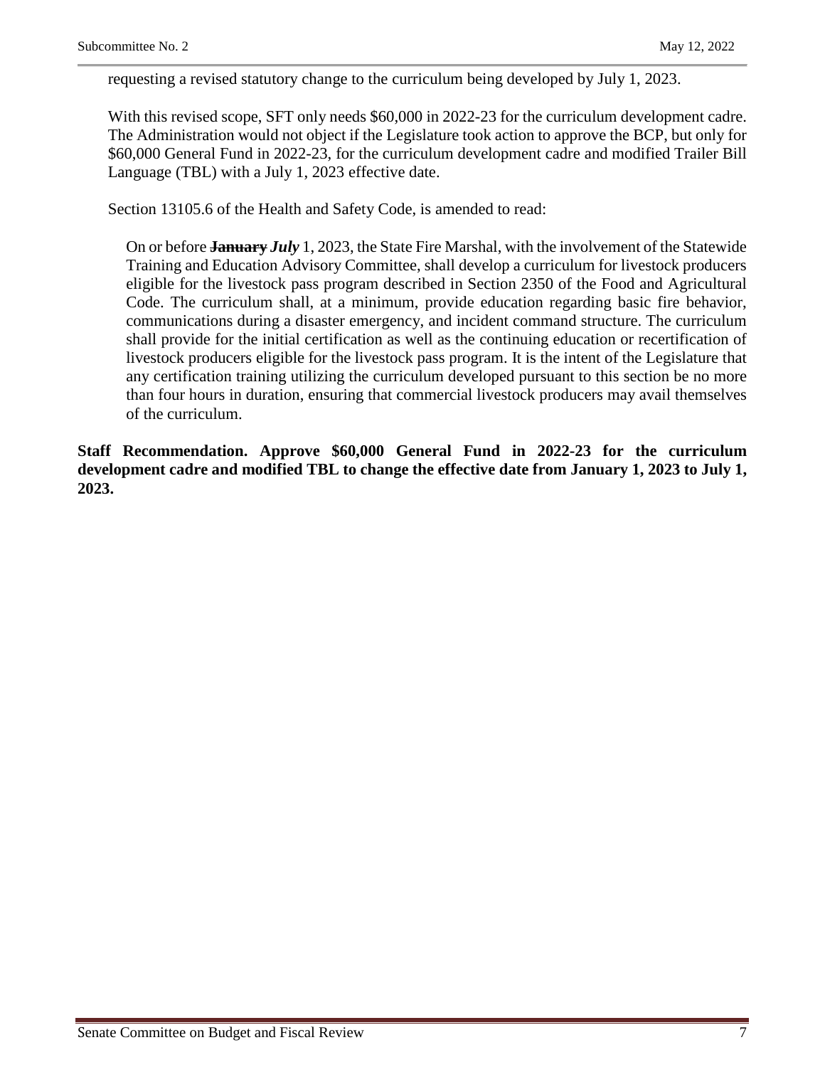requesting a revised statutory change to the curriculum being developed by July 1, 2023.

With this revised scope, SFT only needs $60,000 in 2022-23 for the curriculum development cadre. The Administration would not object if the Legislature took action to approve the BCP, but only for $60,000 General Fund in 2022-23, for the curriculum development cadre and modified Trailer Bill Language (TBL) with a July 1, 2023 effective date.

Section 13105.6 of the Health and Safety Code, is amended to read:

> On or before ~~**January**~~ ***July*** 1, 2023, the State Fire Marshal, with the involvement of the Statewide Training and Education Advisory Committee, shall develop a curriculum for livestock producers eligible for the livestock pass program described in Section 2350 of the Food and Agricultural Code. The curriculum shall, at a minimum, provide education regarding basic fire behavior, communications during a disaster emergency, and incident command structure. The curriculum shall provide for the initial certification as well as the continuing education or recertification of livestock producers eligible for the livestock pass program. It is the intent of the Legislature that any certification training utilizing the curriculum developed pursuant to this section be no more than four hours in duration, ensuring that commercial livestock producers may avail themselves of the curriculum.

**Staff Recommendation. Approve $60,000 General Fund in 2022-23 for the curriculum development cadre and modified TBL to change the effective date from January 1, 2023 to July 1, 2023.**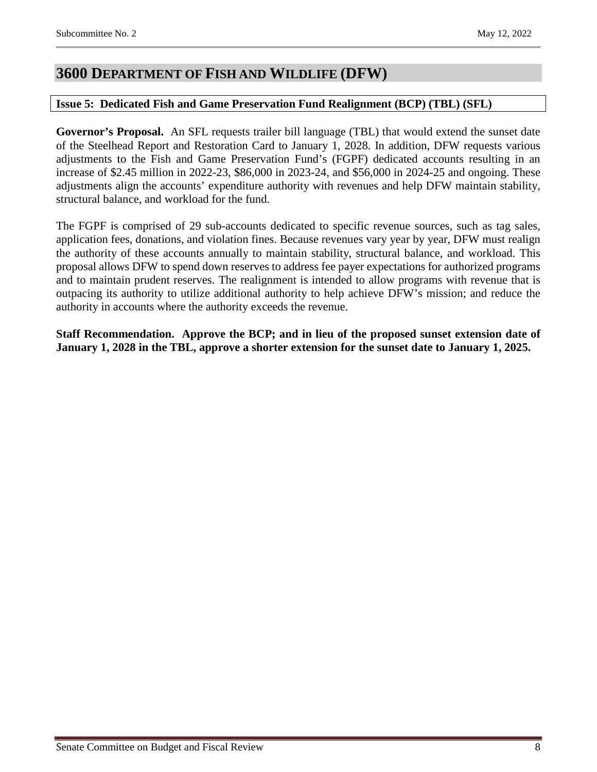# 3600 Department of Fish and Wildlife (DFW)

**Issue 5: Dedicated Fish and Game Preservation Fund Realignment (BCP) (TBL) (SFL)**

**Governor's Proposal.** An SFL requests trailer bill language (TBL) that would extend the sunset date of the Steelhead Report and Restoration Card to January 1, 2028. In addition, DFW requests various adjustments to the Fish and Game Preservation Fund's (FGPF) dedicated accounts resulting in an increase of $2.45 million in 2022-23, $86,000 in 2023-24, and $56,000 in 2024-25 and ongoing. These adjustments align the accounts' expenditure authority with revenues and help DFW maintain stability, structural balance, and workload for the fund.

The FGPF is comprised of 29 sub-accounts dedicated to specific revenue sources, such as tag sales, application fees, donations, and violation fines. Because revenues vary year by year, DFW must realign the authority of these accounts annually to maintain stability, structural balance, and workload. This proposal allows DFW to spend down reserves to address fee payer expectations for authorized programs and to maintain prudent reserves. The realignment is intended to allow programs with revenue that is outpacing its authority to utilize additional authority to help achieve DFW's mission; and reduce the authority in accounts where the authority exceeds the revenue.

**Staff Recommendation. Approve the BCP; and in lieu of the proposed sunset extension date of January 1, 2028 in the TBL, approve a shorter extension for the sunset date to January 1, 2025.**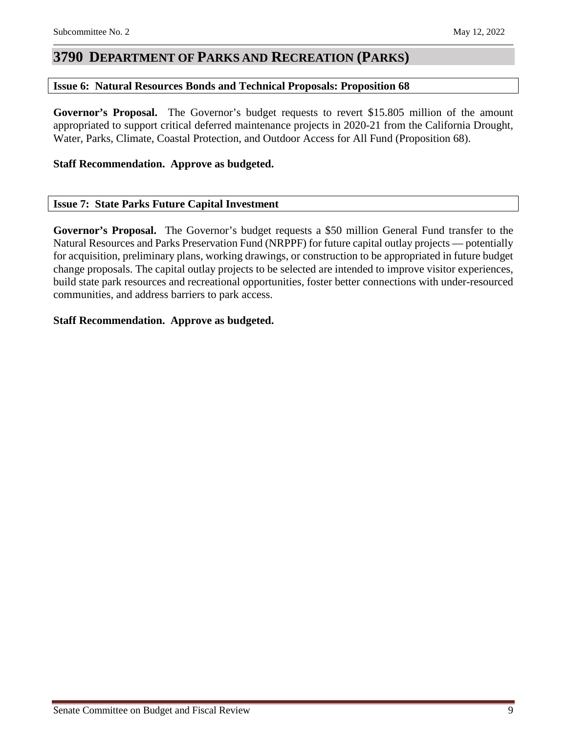# 3790 DEPARTMENT OF PARKS AND RECREATION (PARKS)

## Issue 6: Natural Resources Bonds and Technical Proposals: Proposition 68

**Governor's Proposal.** The Governor's budget requests to revert $15.805 million of the amount appropriated to support critical deferred maintenance projects in 2020-21 from the California Drought, Water, Parks, Climate, Coastal Protection, and Outdoor Access for All Fund (Proposition 68).

**Staff Recommendation. Approve as budgeted.**

## Issue 7: State Parks Future Capital Investment

**Governor's Proposal.** The Governor's budget requests a $50 million General Fund transfer to the Natural Resources and Parks Preservation Fund (NRPPF) for future capital outlay projects — potentially for acquisition, preliminary plans, working drawings, or construction to be appropriated in future budget change proposals. The capital outlay projects to be selected are intended to improve visitor experiences, build state park resources and recreational opportunities, foster better connections with under-resourced communities, and address barriers to park access.

**Staff Recommendation. Approve as budgeted.**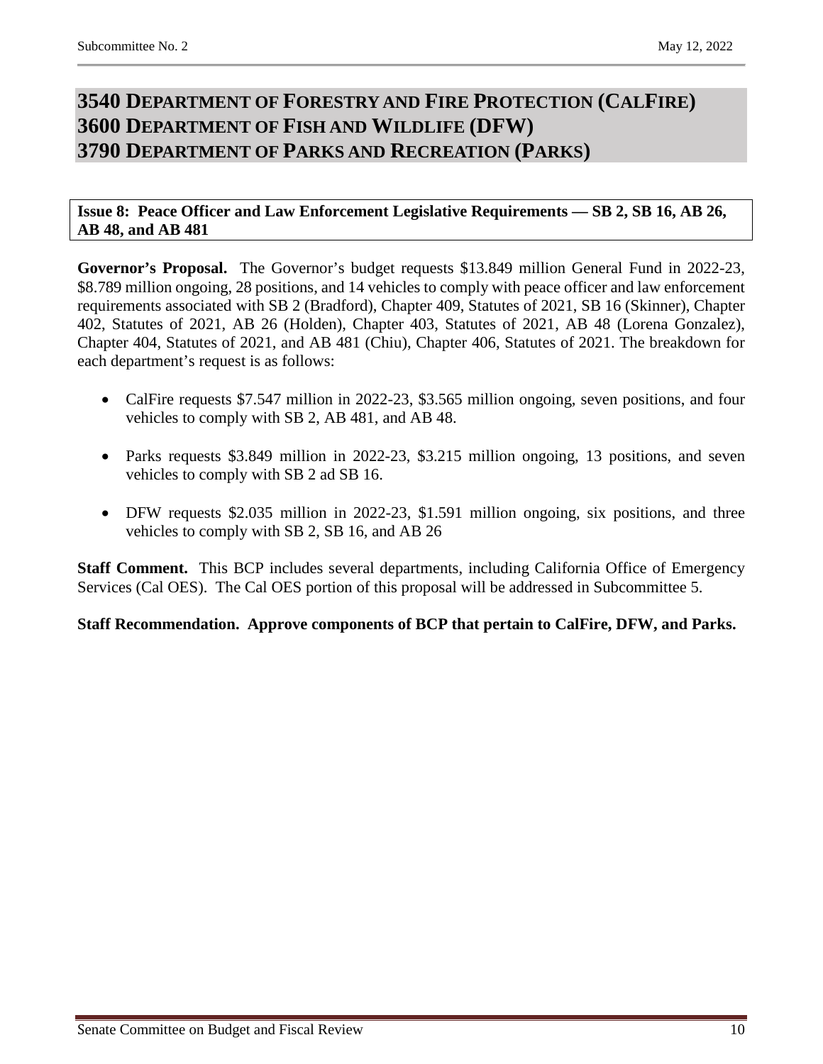# 3540 Department of Forestry and Fire Protection (CalFire)
# 3600 Department of Fish and Wildlife (DFW)
# 3790 Department of Parks and Recreation (Parks)

**Issue 8: Peace Officer and Law Enforcement Legislative Requirements — SB 2, SB 16, AB 26, AB 48, and AB 481**

**Governor's Proposal.** The Governor's budget requests $13.849 million General Fund in 2022-23, $8.789 million ongoing, 28 positions, and 14 vehicles to comply with peace officer and law enforcement requirements associated with SB 2 (Bradford), Chapter 409, Statutes of 2021, SB 16 (Skinner), Chapter 402, Statutes of 2021, AB 26 (Holden), Chapter 403, Statutes of 2021, AB 48 (Lorena Gonzalez), Chapter 404, Statutes of 2021, and AB 481 (Chiu), Chapter 406, Statutes of 2021. The breakdown for each department's request is as follows:

- CalFire requests $7.547 million in 2022-23, $3.565 million ongoing, seven positions, and four vehicles to comply with SB 2, AB 481, and AB 48.
- Parks requests $3.849 million in 2022-23, $3.215 million ongoing, 13 positions, and seven vehicles to comply with SB 2 ad SB 16.
- DFW requests $2.035 million in 2022-23, $1.591 million ongoing, six positions, and three vehicles to comply with SB 2, SB 16, and AB 26

**Staff Comment.** This BCP includes several departments, including California Office of Emergency Services (Cal OES). The Cal OES portion of this proposal will be addressed in Subcommittee 5.

**Staff Recommendation. Approve components of BCP that pertain to CalFire, DFW, and Parks.**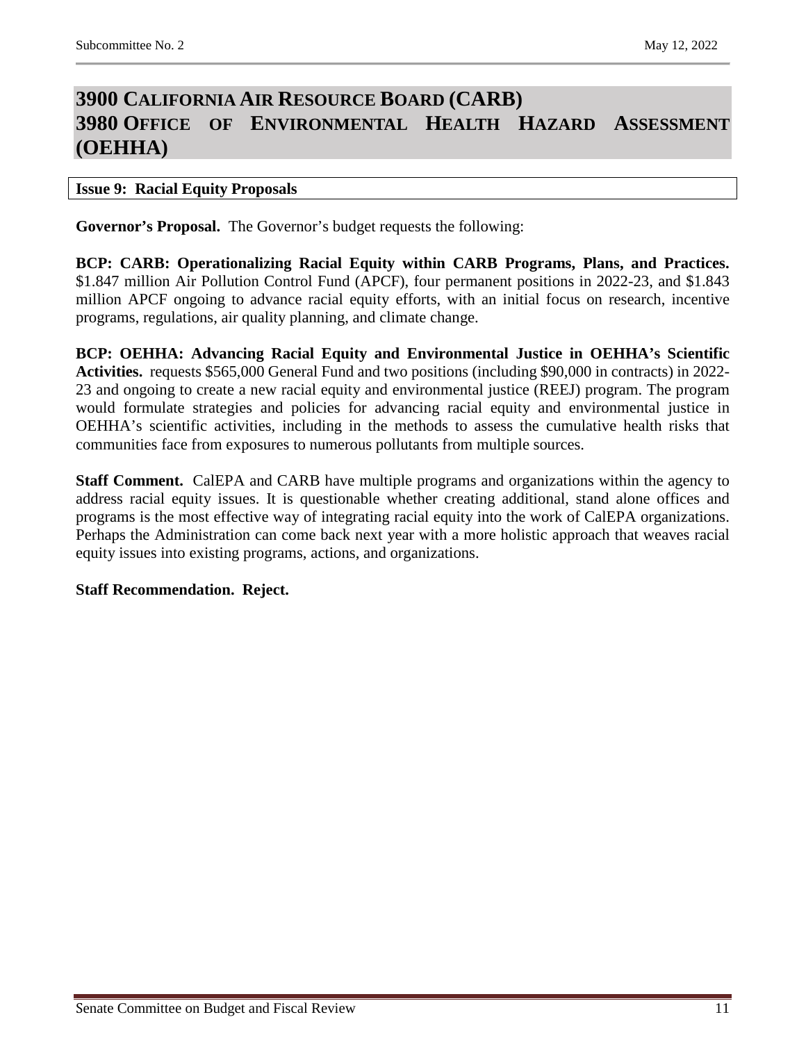# 3900 CALIFORNIA AIR RESOURCE BOARD (CARB)
# 3980 OFFICE OF ENVIRONMENTAL HEALTH HAZARD ASSESSMENT (OEHHA)

## Issue 9: Racial Equity Proposals

**Governor's Proposal.** The Governor's budget requests the following:

**BCP: CARB: Operationalizing Racial Equity within CARB Programs, Plans, and Practices.** $1.847 million Air Pollution Control Fund (APCF), four permanent positions in 2022-23, and $1.843 million APCF ongoing to advance racial equity efforts, with an initial focus on research, incentive programs, regulations, air quality planning, and climate change.

**BCP: OEHHA: Advancing Racial Equity and Environmental Justice in OEHHA's Scientific Activities.** requests $565,000 General Fund and two positions (including $90,000 in contracts) in 2022-23 and ongoing to create a new racial equity and environmental justice (REEJ) program. The program would formulate strategies and policies for advancing racial equity and environmental justice in OEHHA's scientific activities, including in the methods to assess the cumulative health risks that communities face from exposures to numerous pollutants from multiple sources.

**Staff Comment.** CalEPA and CARB have multiple programs and organizations within the agency to address racial equity issues. It is questionable whether creating additional, stand alone offices and programs is the most effective way of integrating racial equity into the work of CalEPA organizations. Perhaps the Administration can come back next year with a more holistic approach that weaves racial equity issues into existing programs, actions, and organizations.

**Staff Recommendation. Reject.**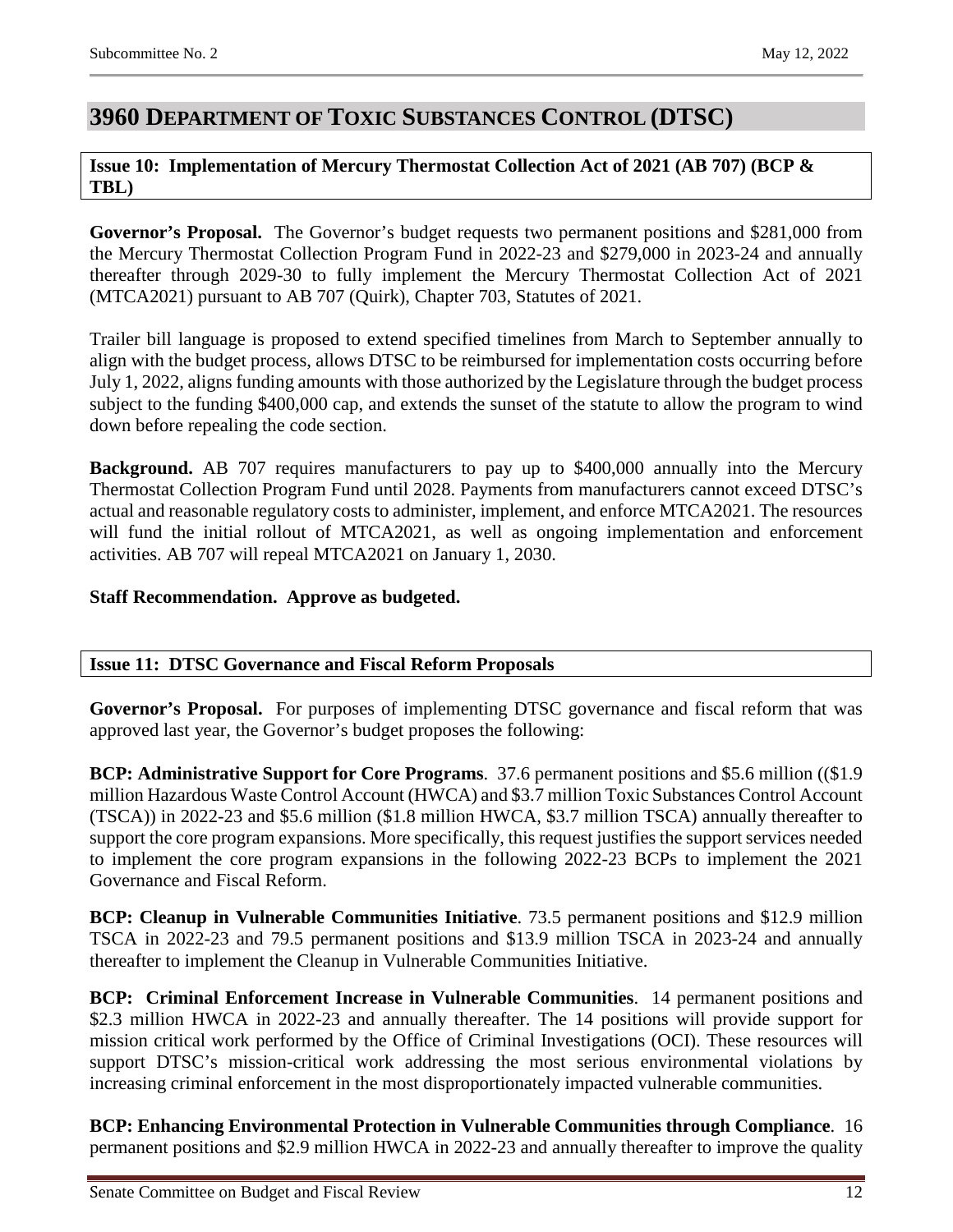# 3960 DEPARTMENT OF TOXIC SUBSTANCES CONTROL (DTSC)

**Issue 10: Implementation of Mercury Thermostat Collection Act of 2021 (AB 707) (BCP & TBL)**

**Governor's Proposal.** The Governor's budget requests two permanent positions and $281,000 from the Mercury Thermostat Collection Program Fund in 2022-23 and $279,000 in 2023-24 and annually thereafter through 2029-30 to fully implement the Mercury Thermostat Collection Act of 2021 (MTCA2021) pursuant to AB 707 (Quirk), Chapter 703, Statutes of 2021.

Trailer bill language is proposed to extend specified timelines from March to September annually to align with the budget process, allows DTSC to be reimbursed for implementation costs occurring before July 1, 2022, aligns funding amounts with those authorized by the Legislature through the budget process subject to the funding $400,000 cap, and extends the sunset of the statute to allow the program to wind down before repealing the code section.

**Background.** AB 707 requires manufacturers to pay up to $400,000 annually into the Mercury Thermostat Collection Program Fund until 2028. Payments from manufacturers cannot exceed DTSC's actual and reasonable regulatory costs to administer, implement, and enforce MTCA2021. The resources will fund the initial rollout of MTCA2021, as well as ongoing implementation and enforcement activities. AB 707 will repeal MTCA2021 on January 1, 2030.

**Staff Recommendation. Approve as budgeted.**

**Issue 11: DTSC Governance and Fiscal Reform Proposals**

**Governor's Proposal.** For purposes of implementing DTSC governance and fiscal reform that was approved last year, the Governor's budget proposes the following:

**BCP: Administrative Support for Core Programs**. 37.6 permanent positions and $5.6 million (($1.9 million Hazardous Waste Control Account (HWCA) and $3.7 million Toxic Substances Control Account (TSCA)) in 2022-23 and $5.6 million ($1.8 million HWCA, $3.7 million TSCA) annually thereafter to support the core program expansions. More specifically, this request justifies the support services needed to implement the core program expansions in the following 2022-23 BCPs to implement the 2021 Governance and Fiscal Reform.

**BCP: Cleanup in Vulnerable Communities Initiative**. 73.5 permanent positions and $12.9 million TSCA in 2022-23 and 79.5 permanent positions and $13.9 million TSCA in 2023-24 and annually thereafter to implement the Cleanup in Vulnerable Communities Initiative.

**BCP: Criminal Enforcement Increase in Vulnerable Communities**. 14 permanent positions and $2.3 million HWCA in 2022-23 and annually thereafter. The 14 positions will provide support for mission critical work performed by the Office of Criminal Investigations (OCI). These resources will support DTSC's mission-critical work addressing the most serious environmental violations by increasing criminal enforcement in the most disproportionately impacted vulnerable communities.

**BCP: Enhancing Environmental Protection in Vulnerable Communities through Compliance**. 16 permanent positions and $2.9 million HWCA in 2022-23 and annually thereafter to improve the quality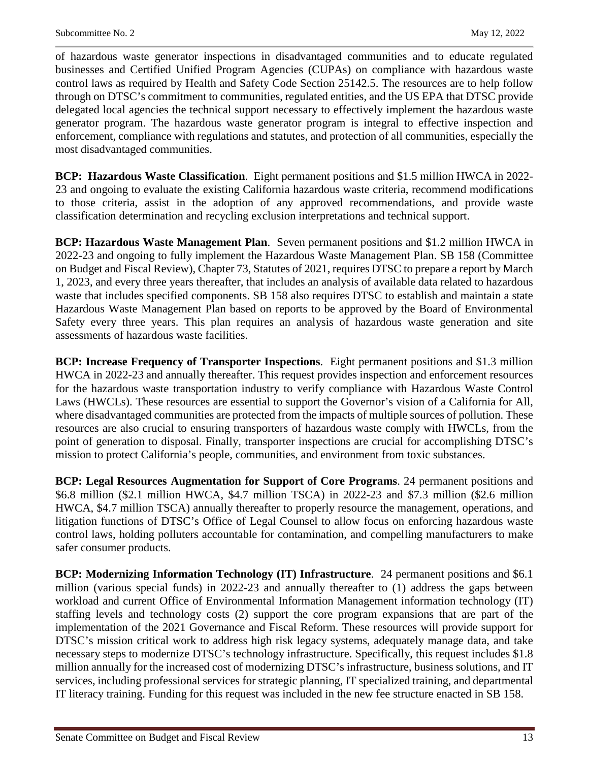of hazardous waste generator inspections in disadvantaged communities and to educate regulated businesses and Certified Unified Program Agencies (CUPAs) on compliance with hazardous waste control laws as required by Health and Safety Code Section 25142.5. The resources are to help follow through on DTSC's commitment to communities, regulated entities, and the US EPA that DTSC provide delegated local agencies the technical support necessary to effectively implement the hazardous waste generator program. The hazardous waste generator program is integral to effective inspection and enforcement, compliance with regulations and statutes, and protection of all communities, especially the most disadvantaged communities.

**BCP: Hazardous Waste Classification**. Eight permanent positions and $1.5 million HWCA in 2022-23 and ongoing to evaluate the existing California hazardous waste criteria, recommend modifications to those criteria, assist in the adoption of any approved recommendations, and provide waste classification determination and recycling exclusion interpretations and technical support.

**BCP: Hazardous Waste Management Plan**. Seven permanent positions and $1.2 million HWCA in 2022-23 and ongoing to fully implement the Hazardous Waste Management Plan. SB 158 (Committee on Budget and Fiscal Review), Chapter 73, Statutes of 2021, requires DTSC to prepare a report by March 1, 2023, and every three years thereafter, that includes an analysis of available data related to hazardous waste that includes specified components. SB 158 also requires DTSC to establish and maintain a state Hazardous Waste Management Plan based on reports to be approved by the Board of Environmental Safety every three years. This plan requires an analysis of hazardous waste generation and site assessments of hazardous waste facilities.

**BCP: Increase Frequency of Transporter Inspections**. Eight permanent positions and $1.3 million HWCA in 2022-23 and annually thereafter. This request provides inspection and enforcement resources for the hazardous waste transportation industry to verify compliance with Hazardous Waste Control Laws (HWCLs). These resources are essential to support the Governor's vision of a California for All, where disadvantaged communities are protected from the impacts of multiple sources of pollution. These resources are also crucial to ensuring transporters of hazardous waste comply with HWCLs, from the point of generation to disposal. Finally, transporter inspections are crucial for accomplishing DTSC's mission to protect California's people, communities, and environment from toxic substances.

**BCP: Legal Resources Augmentation for Support of Core Programs**. 24 permanent positions and $6.8 million ($2.1 million HWCA, $4.7 million TSCA) in 2022-23 and $7.3 million ($2.6 million HWCA, $4.7 million TSCA) annually thereafter to properly resource the management, operations, and litigation functions of DTSC's Office of Legal Counsel to allow focus on enforcing hazardous waste control laws, holding polluters accountable for contamination, and compelling manufacturers to make safer consumer products.

**BCP: Modernizing Information Technology (IT) Infrastructure**. 24 permanent positions and $6.1 million (various special funds) in 2022-23 and annually thereafter to (1) address the gaps between workload and current Office of Environmental Information Management information technology (IT) staffing levels and technology costs (2) support the core program expansions that are part of the implementation of the 2021 Governance and Fiscal Reform. These resources will provide support for DTSC's mission critical work to address high risk legacy systems, adequately manage data, and take necessary steps to modernize DTSC's technology infrastructure. Specifically, this request includes $1.8 million annually for the increased cost of modernizing DTSC's infrastructure, business solutions, and IT services, including professional services for strategic planning, IT specialized training, and departmental IT literacy training. Funding for this request was included in the new fee structure enacted in SB 158.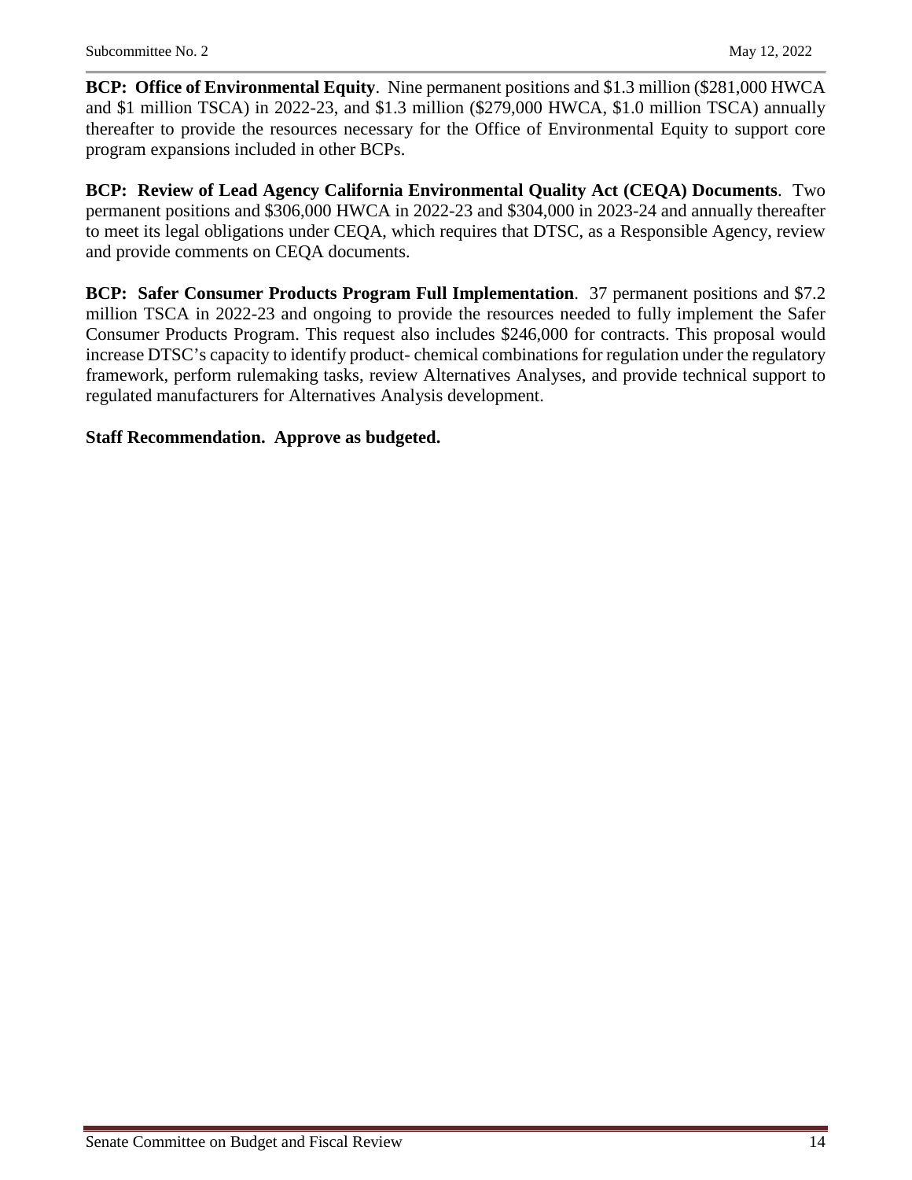**BCP: Office of Environmental Equity**. Nine permanent positions and $1.3 million ($281,000 HWCA and $1 million TSCA) in 2022-23, and $1.3 million ($279,000 HWCA, $1.0 million TSCA) annually thereafter to provide the resources necessary for the Office of Environmental Equity to support core program expansions included in other BCPs.

**BCP: Review of Lead Agency California Environmental Quality Act (CEQA) Documents**. Two permanent positions and $306,000 HWCA in 2022-23 and $304,000 in 2023-24 and annually thereafter to meet its legal obligations under CEQA, which requires that DTSC, as a Responsible Agency, review and provide comments on CEQA documents.

**BCP: Safer Consumer Products Program Full Implementation**. 37 permanent positions and $7.2 million TSCA in 2022-23 and ongoing to provide the resources needed to fully implement the Safer Consumer Products Program. This request also includes $246,000 for contracts. This proposal would increase DTSC's capacity to identify product- chemical combinations for regulation under the regulatory framework, perform rulemaking tasks, review Alternatives Analyses, and provide technical support to regulated manufacturers for Alternatives Analysis development.

**Staff Recommendation. Approve as budgeted.**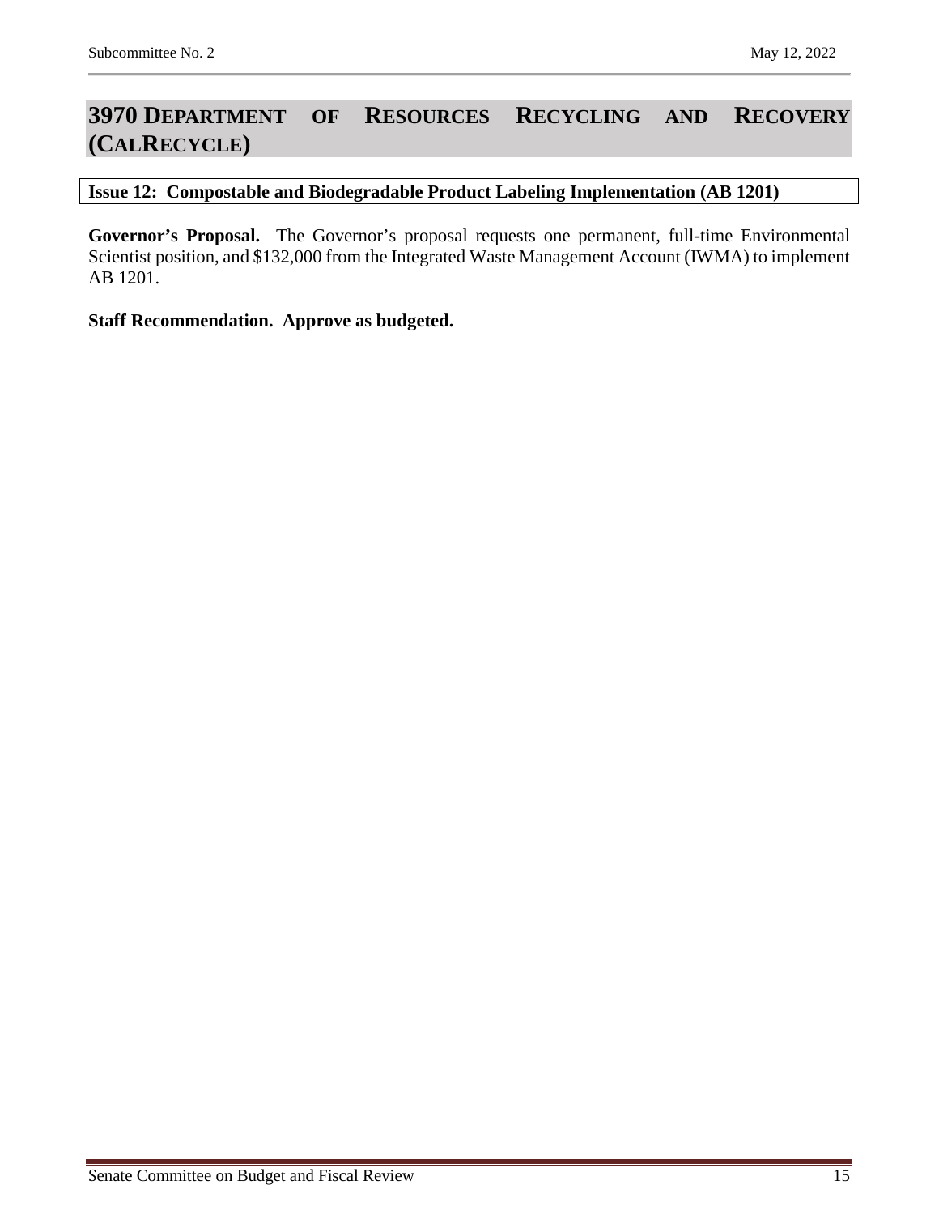# 3970 Department of Resources Recycling and Recovery (CalRecycle)

**Issue 12: Compostable and Biodegradable Product Labeling Implementation (AB 1201)**

**Governor's Proposal.** The Governor's proposal requests one permanent, full-time Environmental Scientist position, and $132,000 from the Integrated Waste Management Account (IWMA) to implement AB 1201.

**Staff Recommendation. Approve as budgeted.**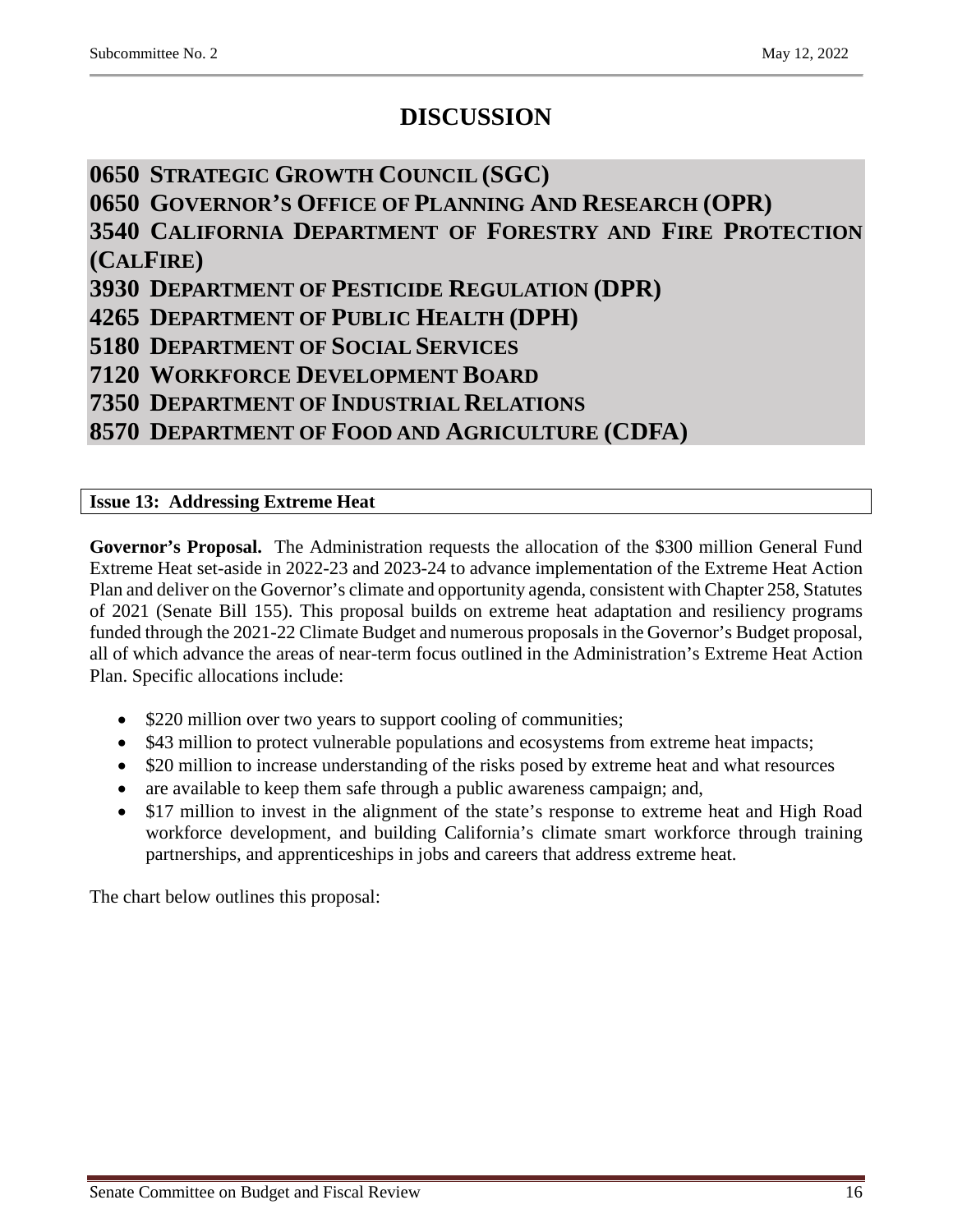# DISCUSSION

## 0650 STRATEGIC GROWTH COUNCIL (SGC)
## 0650 GOVERNOR'S OFFICE OF PLANNING AND RESEARCH (OPR)
## 3540 CALIFORNIA DEPARTMENT OF FORESTRY AND FIRE PROTECTION (CALFIRE)
## 3930 DEPARTMENT OF PESTICIDE REGULATION (DPR)
## 4265 DEPARTMENT OF PUBLIC HEALTH (DPH)
## 5180 DEPARTMENT OF SOCIAL SERVICES
## 7120 WORKFORCE DEVELOPMENT BOARD
## 7350 DEPARTMENT OF INDUSTRIAL RELATIONS
## 8570 DEPARTMENT OF FOOD AND AGRICULTURE (CDFA)

### Issue 13: Addressing Extreme Heat

**Governor's Proposal.** The Administration requests the allocation of the $300 million General Fund Extreme Heat set-aside in 2022-23 and 2023-24 to advance implementation of the Extreme Heat Action Plan and deliver on the Governor's climate and opportunity agenda, consistent with Chapter 258, Statutes of 2021 (Senate Bill 155). This proposal builds on extreme heat adaptation and resiliency programs funded through the 2021-22 Climate Budget and numerous proposals in the Governor's Budget proposal, all of which advance the areas of near-term focus outlined in the Administration's Extreme Heat Action Plan. Specific allocations include:

- $220 million over two years to support cooling of communities;
- $43 million to protect vulnerable populations and ecosystems from extreme heat impacts;
- $20 million to increase understanding of the risks posed by extreme heat and what resources
- are available to keep them safe through a public awareness campaign; and,
- $17 million to invest in the alignment of the state's response to extreme heat and High Road workforce development, and building California's climate smart workforce through training partnerships, and apprenticeships in jobs and careers that address extreme heat.

The chart below outlines this proposal: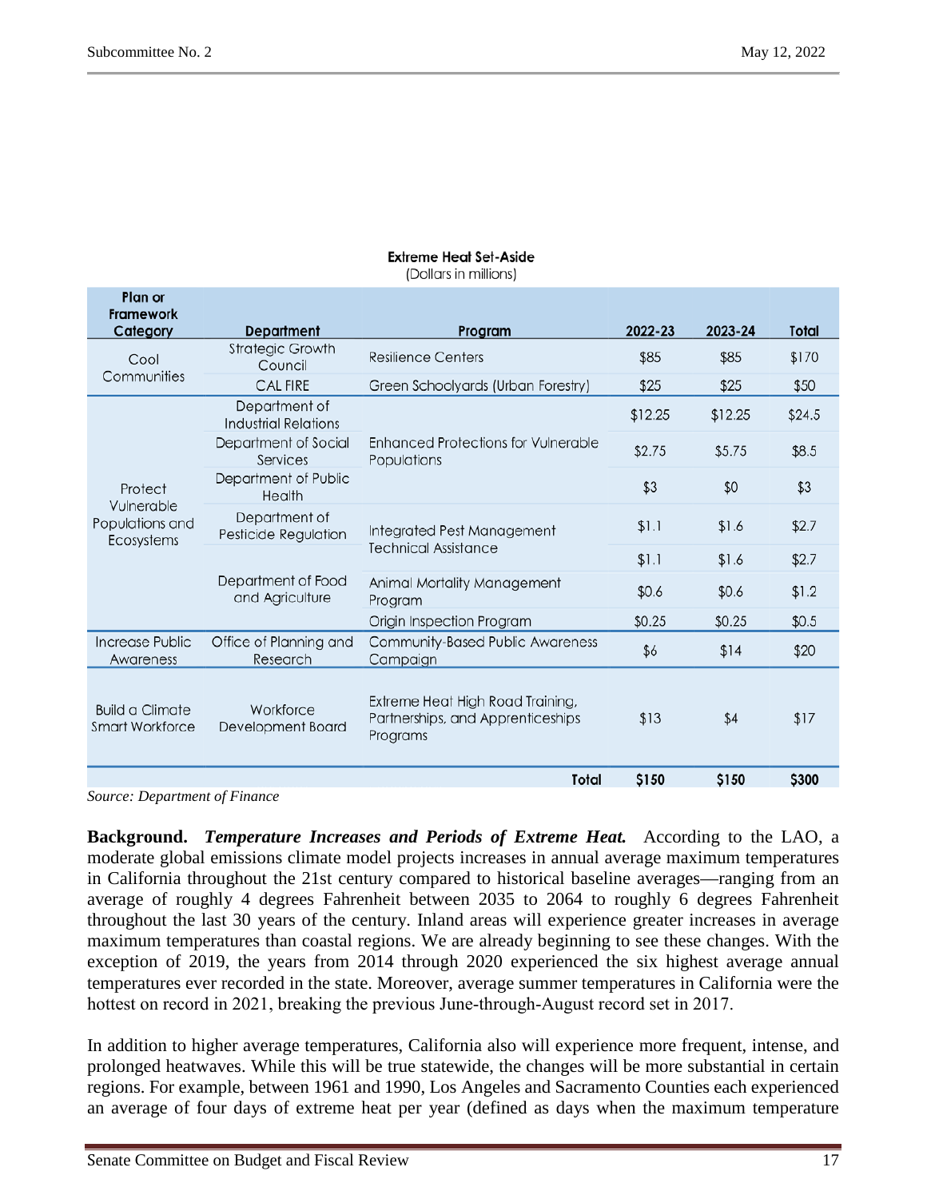**Extreme Heat Set-Aside**
(Dollars in millions)

| Plan or Framework Category | Department | Program | 2022-23 | 2023-24 | Total |
|---|---|---|---|---|---|
| Cool Communities | Strategic Growth Council | Resilience Centers | $85 | $85 | $170 |
| | CAL FIRE | Green Schoolyards (Urban Forestry) | $25 | $25 | $50 |
| Protect Vulnerable Populations and Ecosystems | Department of Industrial Relations | Enhanced Protections for Vulnerable Populations | $12.25 | $12.25 | $24.5 |
| | Department of Social Services | | $2.75 | $5.75 | $8.5 |
| | Department of Public Health | | $3 | $0 | $3 |
| | Department of Pesticide Regulation | Integrated Pest Management Technical Assistance | $1.1 | $1.6 | $2.7 |
| | Department of Food and Agriculture | | $1.1 | $1.6 | $2.7 |
| | | Animal Mortality Management Program | $0.6 | $0.6 | $1.2 |
| | | Origin Inspection Program | $0.25 | $0.25 | $0.5 |
| Increase Public Awareness | Office of Planning and Research | Community-Based Public Awareness Campaign | $6 | $14 | $20 |
| Build a Climate Smart Workforce | Workforce Development Board | Extreme Heat High Road Training, Partnerships, and Apprenticeships Programs | $13 | $4 | $17 |
| | | **Total** | **$150** | **$150** | **$300** |

*Source: Department of Finance*

**Background.** ***Temperature Increases and Periods of Extreme Heat.*** According to the LAO, a moderate global emissions climate model projects increases in annual average maximum temperatures in California throughout the 21st century compared to historical baseline averages—ranging from an average of roughly 4 degrees Fahrenheit between 2035 to 2064 to roughly 6 degrees Fahrenheit throughout the last 30 years of the century. Inland areas will experience greater increases in average maximum temperatures than coastal regions. We are already beginning to see these changes. With the exception of 2019, the years from 2014 through 2020 experienced the six highest average annual temperatures ever recorded in the state. Moreover, average summer temperatures in California were the hottest on record in 2021, breaking the previous June-through-August record set in 2017.

In addition to higher average temperatures, California also will experience more frequent, intense, and prolonged heatwaves. While this will be true statewide, the changes will be more substantial in certain regions. For example, between 1961 and 1990, Los Angeles and Sacramento Counties each experienced an average of four days of extreme heat per year (defined as days when the maximum temperature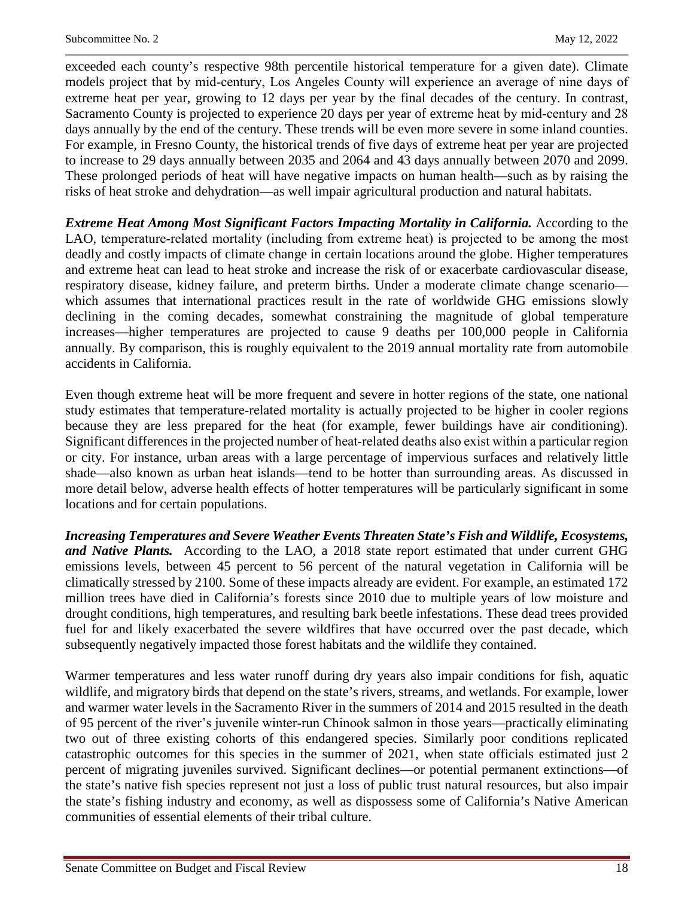exceeded each county's respective 98th percentile historical temperature for a given date). Climate models project that by mid-century, Los Angeles County will experience an average of nine days of extreme heat per year, growing to 12 days per year by the final decades of the century. In contrast, Sacramento County is projected to experience 20 days per year of extreme heat by mid-century and 28 days annually by the end of the century. These trends will be even more severe in some inland counties. For example, in Fresno County, the historical trends of five days of extreme heat per year are projected to increase to 29 days annually between 2035 and 2064 and 43 days annually between 2070 and 2099. These prolonged periods of heat will have negative impacts on human health—such as by raising the risks of heat stroke and dehydration—as well impair agricultural production and natural habitats.

***Extreme Heat Among Most Significant Factors Impacting Mortality in California.*** According to the LAO, temperature-related mortality (including from extreme heat) is projected to be among the most deadly and costly impacts of climate change in certain locations around the globe. Higher temperatures and extreme heat can lead to heat stroke and increase the risk of or exacerbate cardiovascular disease, respiratory disease, kidney failure, and preterm births. Under a moderate climate change scenario—which assumes that international practices result in the rate of worldwide GHG emissions slowly declining in the coming decades, somewhat constraining the magnitude of global temperature increases—higher temperatures are projected to cause 9 deaths per 100,000 people in California annually. By comparison, this is roughly equivalent to the 2019 annual mortality rate from automobile accidents in California.

Even though extreme heat will be more frequent and severe in hotter regions of the state, one national study estimates that temperature-related mortality is actually projected to be higher in cooler regions because they are less prepared for the heat (for example, fewer buildings have air conditioning). Significant differences in the projected number of heat-related deaths also exist within a particular region or city. For instance, urban areas with a large percentage of impervious surfaces and relatively little shade—also known as urban heat islands—tend to be hotter than surrounding areas. As discussed in more detail below, adverse health effects of hotter temperatures will be particularly significant in some locations and for certain populations.

***Increasing Temperatures and Severe Weather Events Threaten State's Fish and Wildlife, Ecosystems, and Native Plants.*** According to the LAO, a 2018 state report estimated that under current GHG emissions levels, between 45 percent to 56 percent of the natural vegetation in California will be climatically stressed by 2100. Some of these impacts already are evident. For example, an estimated 172 million trees have died in California's forests since 2010 due to multiple years of low moisture and drought conditions, high temperatures, and resulting bark beetle infestations. These dead trees provided fuel for and likely exacerbated the severe wildfires that have occurred over the past decade, which subsequently negatively impacted those forest habitats and the wildlife they contained.

Warmer temperatures and less water runoff during dry years also impair conditions for fish, aquatic wildlife, and migratory birds that depend on the state's rivers, streams, and wetlands. For example, lower and warmer water levels in the Sacramento River in the summers of 2014 and 2015 resulted in the death of 95 percent of the river's juvenile winter-run Chinook salmon in those years—practically eliminating two out of three existing cohorts of this endangered species. Similarly poor conditions replicated catastrophic outcomes for this species in the summer of 2021, when state officials estimated just 2 percent of migrating juveniles survived. Significant declines—or potential permanent extinctions—of the state's native fish species represent not just a loss of public trust natural resources, but also impair the state's fishing industry and economy, as well as dispossess some of California's Native American communities of essential elements of their tribal culture.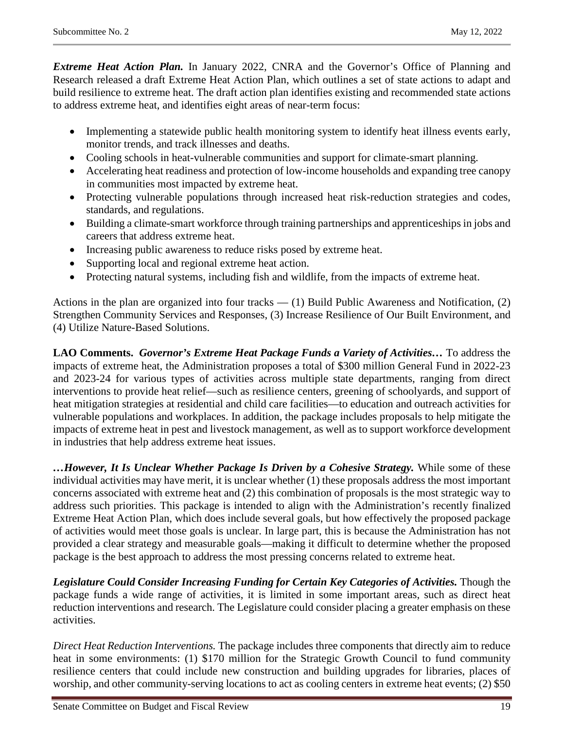***Extreme Heat Action Plan.*** In January 2022, CNRA and the Governor's Office of Planning and Research released a draft Extreme Heat Action Plan, which outlines a set of state actions to adapt and build resilience to extreme heat. The draft action plan identifies existing and recommended state actions to address extreme heat, and identifies eight areas of near-term focus:

- Implementing a statewide public health monitoring system to identify heat illness events early, monitor trends, and track illnesses and deaths.
- Cooling schools in heat-vulnerable communities and support for climate-smart planning.
- Accelerating heat readiness and protection of low-income households and expanding tree canopy in communities most impacted by extreme heat.
- Protecting vulnerable populations through increased heat risk-reduction strategies and codes, standards, and regulations.
- Building a climate-smart workforce through training partnerships and apprenticeships in jobs and careers that address extreme heat.
- Increasing public awareness to reduce risks posed by extreme heat.
- Supporting local and regional extreme heat action.
- Protecting natural systems, including fish and wildlife, from the impacts of extreme heat.

Actions in the plan are organized into four tracks — (1) Build Public Awareness and Notification, (2) Strengthen Community Services and Responses, (3) Increase Resilience of Our Built Environment, and (4) Utilize Nature-Based Solutions.

**LAO Comments.** ***Governor's Extreme Heat Package Funds a Variety of Activities…*** To address the impacts of extreme heat, the Administration proposes a total of $300 million General Fund in 2022-23 and 2023-24 for various types of activities across multiple state departments, ranging from direct interventions to provide heat relief—such as resilience centers, greening of schoolyards, and support of heat mitigation strategies at residential and child care facilities—to education and outreach activities for vulnerable populations and workplaces. In addition, the package includes proposals to help mitigate the impacts of extreme heat in pest and livestock management, as well as to support workforce development in industries that help address extreme heat issues.

***…However, It Is Unclear Whether Package Is Driven by a Cohesive Strategy.*** While some of these individual activities may have merit, it is unclear whether (1) these proposals address the most important concerns associated with extreme heat and (2) this combination of proposals is the most strategic way to address such priorities. This package is intended to align with the Administration's recently finalized Extreme Heat Action Plan, which does include several goals, but how effectively the proposed package of activities would meet those goals is unclear. In large part, this is because the Administration has not provided a clear strategy and measurable goals—making it difficult to determine whether the proposed package is the best approach to address the most pressing concerns related to extreme heat.

***Legislature Could Consider Increasing Funding for Certain Key Categories of Activities.*** Though the package funds a wide range of activities, it is limited in some important areas, such as direct heat reduction interventions and research. The Legislature could consider placing a greater emphasis on these activities.

*Direct Heat Reduction Interventions.* The package includes three components that directly aim to reduce heat in some environments: (1) $170 million for the Strategic Growth Council to fund community resilience centers that could include new construction and building upgrades for libraries, places of worship, and other community-serving locations to act as cooling centers in extreme heat events; (2) $50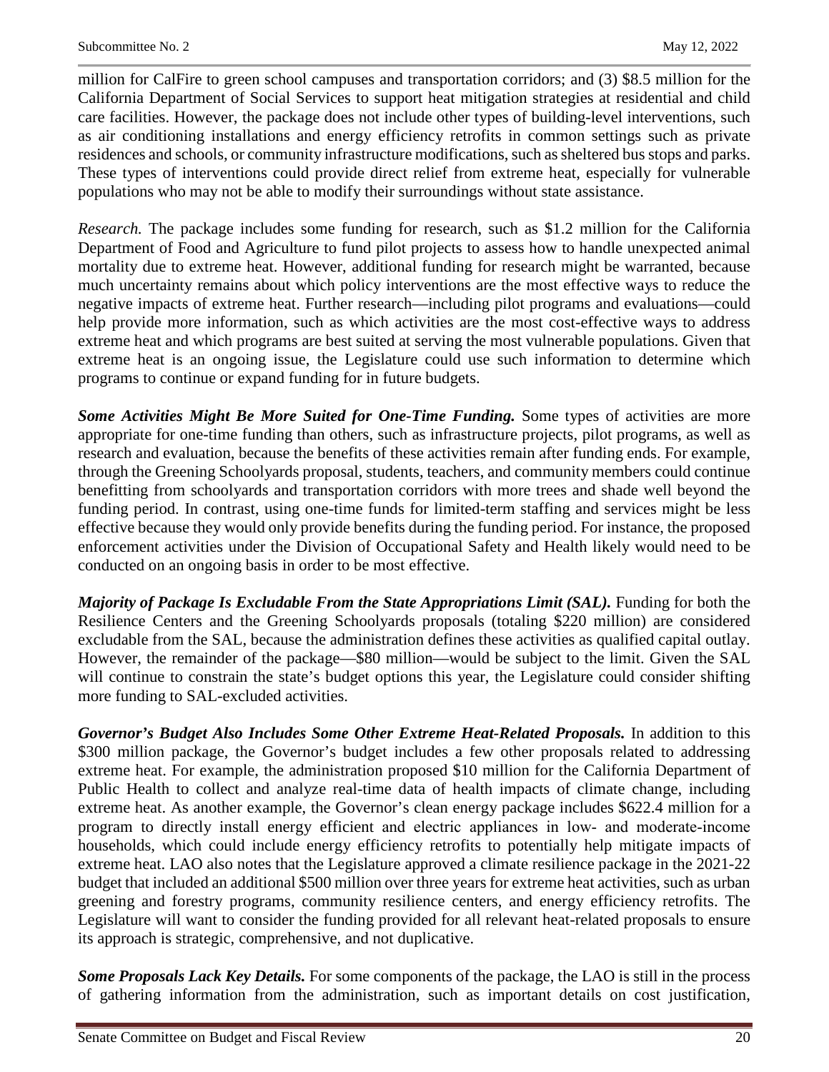million for CalFire to green school campuses and transportation corridors; and (3) $8.5 million for the California Department of Social Services to support heat mitigation strategies at residential and child care facilities. However, the package does not include other types of building-level interventions, such as air conditioning installations and energy efficiency retrofits in common settings such as private residences and schools, or community infrastructure modifications, such as sheltered bus stops and parks. These types of interventions could provide direct relief from extreme heat, especially for vulnerable populations who may not be able to modify their surroundings without state assistance.

*Research.* The package includes some funding for research, such as $1.2 million for the California Department of Food and Agriculture to fund pilot projects to assess how to handle unexpected animal mortality due to extreme heat. However, additional funding for research might be warranted, because much uncertainty remains about which policy interventions are the most effective ways to reduce the negative impacts of extreme heat. Further research—including pilot programs and evaluations—could help provide more information, such as which activities are the most cost-effective ways to address extreme heat and which programs are best suited at serving the most vulnerable populations. Given that extreme heat is an ongoing issue, the Legislature could use such information to determine which programs to continue or expand funding for in future budgets.

***Some Activities Might Be More Suited for One-Time Funding.*** Some types of activities are more appropriate for one-time funding than others, such as infrastructure projects, pilot programs, as well as research and evaluation, because the benefits of these activities remain after funding ends. For example, through the Greening Schoolyards proposal, students, teachers, and community members could continue benefitting from schoolyards and transportation corridors with more trees and shade well beyond the funding period. In contrast, using one-time funds for limited-term staffing and services might be less effective because they would only provide benefits during the funding period. For instance, the proposed enforcement activities under the Division of Occupational Safety and Health likely would need to be conducted on an ongoing basis in order to be most effective.

***Majority of Package Is Excludable From the State Appropriations Limit (SAL).*** Funding for both the Resilience Centers and the Greening Schoolyards proposals (totaling $220 million) are considered excludable from the SAL, because the administration defines these activities as qualified capital outlay. However, the remainder of the package—$80 million—would be subject to the limit. Given the SAL will continue to constrain the state's budget options this year, the Legislature could consider shifting more funding to SAL-excluded activities.

***Governor's Budget Also Includes Some Other Extreme Heat-Related Proposals.*** In addition to this $300 million package, the Governor's budget includes a few other proposals related to addressing extreme heat. For example, the administration proposed $10 million for the California Department of Public Health to collect and analyze real-time data of health impacts of climate change, including extreme heat. As another example, the Governor's clean energy package includes $622.4 million for a program to directly install energy efficient and electric appliances in low- and moderate-income households, which could include energy efficiency retrofits to potentially help mitigate impacts of extreme heat. LAO also notes that the Legislature approved a climate resilience package in the 2021-22 budget that included an additional $500 million over three years for extreme heat activities, such as urban greening and forestry programs, community resilience centers, and energy efficiency retrofits. The Legislature will want to consider the funding provided for all relevant heat-related proposals to ensure its approach is strategic, comprehensive, and not duplicative.

***Some Proposals Lack Key Details.*** For some components of the package, the LAO is still in the process of gathering information from the administration, such as important details on cost justification,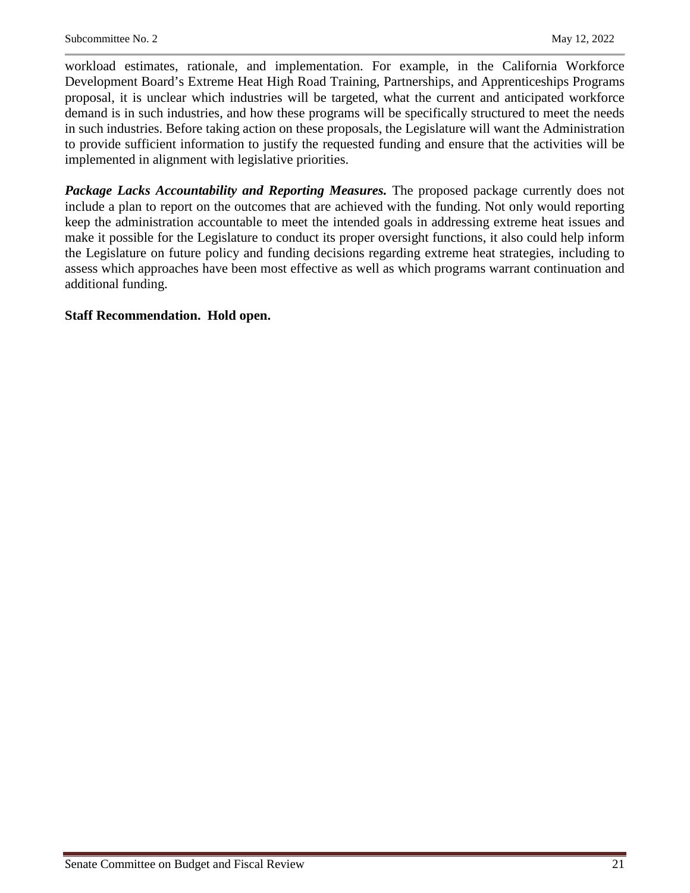workload estimates, rationale, and implementation. For example, in the California Workforce Development Board's Extreme Heat High Road Training, Partnerships, and Apprenticeships Programs proposal, it is unclear which industries will be targeted, what the current and anticipated workforce demand is in such industries, and how these programs will be specifically structured to meet the needs in such industries. Before taking action on these proposals, the Legislature will want the Administration to provide sufficient information to justify the requested funding and ensure that the activities will be implemented in alignment with legislative priorities.

***Package Lacks Accountability and Reporting Measures.*** The proposed package currently does not include a plan to report on the outcomes that are achieved with the funding. Not only would reporting keep the administration accountable to meet the intended goals in addressing extreme heat issues and make it possible for the Legislature to conduct its proper oversight functions, it also could help inform the Legislature on future policy and funding decisions regarding extreme heat strategies, including to assess which approaches have been most effective as well as which programs warrant continuation and additional funding.

**Staff Recommendation. Hold open.**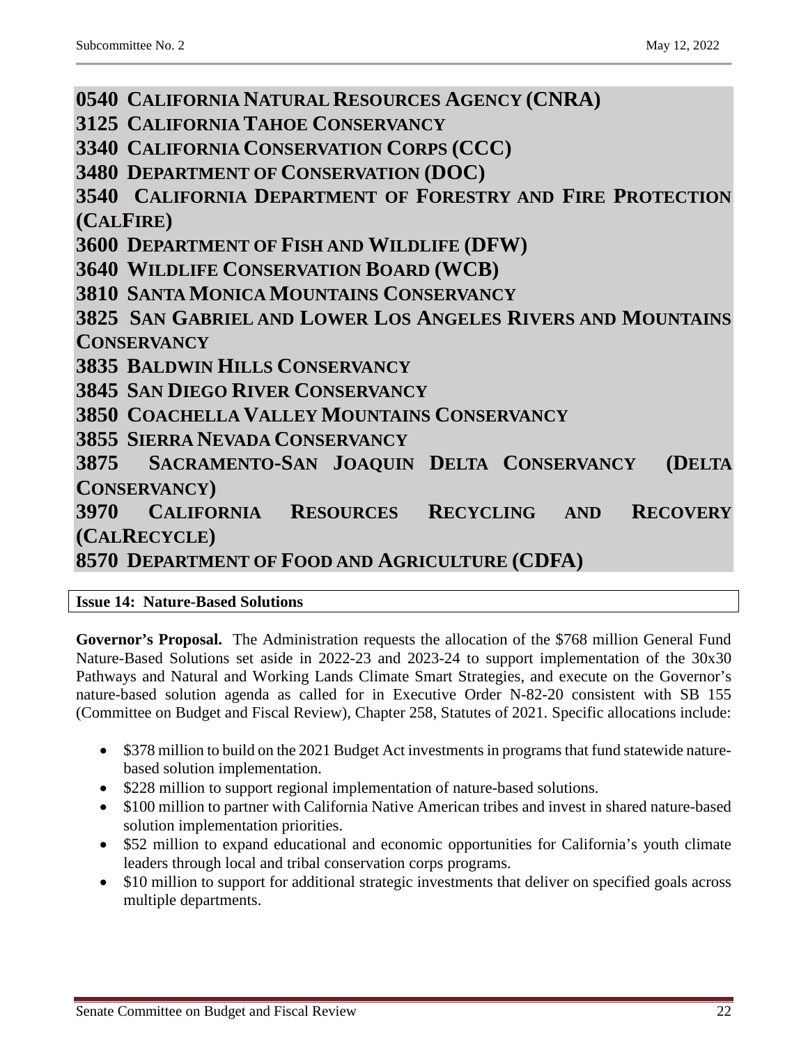# 0540 CALIFORNIA NATURAL RESOURCES AGENCY (CNRA)
# 3125 CALIFORNIA TAHOE CONSERVANCY
# 3340 CALIFORNIA CONSERVATION CORPS (CCC)
# 3480 DEPARTMENT OF CONSERVATION (DOC)
# 3540 CALIFORNIA DEPARTMENT OF FORESTRY AND FIRE PROTECTION (CALFIRE)
# 3600 DEPARTMENT OF FISH AND WILDLIFE (DFW)
# 3640 WILDLIFE CONSERVATION BOARD (WCB)
# 3810 SANTA MONICA MOUNTAINS CONSERVANCY
# 3825 SAN GABRIEL AND LOWER LOS ANGELES RIVERS AND MOUNTAINS CONSERVANCY
# 3835 BALDWIN HILLS CONSERVANCY
# 3845 SAN DIEGO RIVER CONSERVANCY
# 3850 COACHELLA VALLEY MOUNTAINS CONSERVANCY
# 3855 SIERRA NEVADA CONSERVANCY
# 3875 SACRAMENTO-SAN JOAQUIN DELTA CONSERVANCY (DELTA CONSERVANCY)
# 3970 CALIFORNIA RESOURCES RECYCLING AND RECOVERY (CALRECYCLE)
# 8570 DEPARTMENT OF FOOD AND AGRICULTURE (CDFA)

## Issue 14: Nature-Based Solutions

**Governor's Proposal.** The Administration requests the allocation of the $768 million General Fund Nature-Based Solutions set aside in 2022-23 and 2023-24 to support implementation of the 30x30 Pathways and Natural and Working Lands Climate Smart Strategies, and execute on the Governor's nature-based solution agenda as called for in Executive Order N-82-20 consistent with SB 155 (Committee on Budget and Fiscal Review), Chapter 258, Statutes of 2021. Specific allocations include:

- $378 million to build on the 2021 Budget Act investments in programs that fund statewide nature-based solution implementation.
- $228 million to support regional implementation of nature-based solutions.
- $100 million to partner with California Native American tribes and invest in shared nature-based solution implementation priorities.
- $52 million to expand educational and economic opportunities for California's youth climate leaders through local and tribal conservation corps programs.
- $10 million to support for additional strategic investments that deliver on specified goals across multiple departments.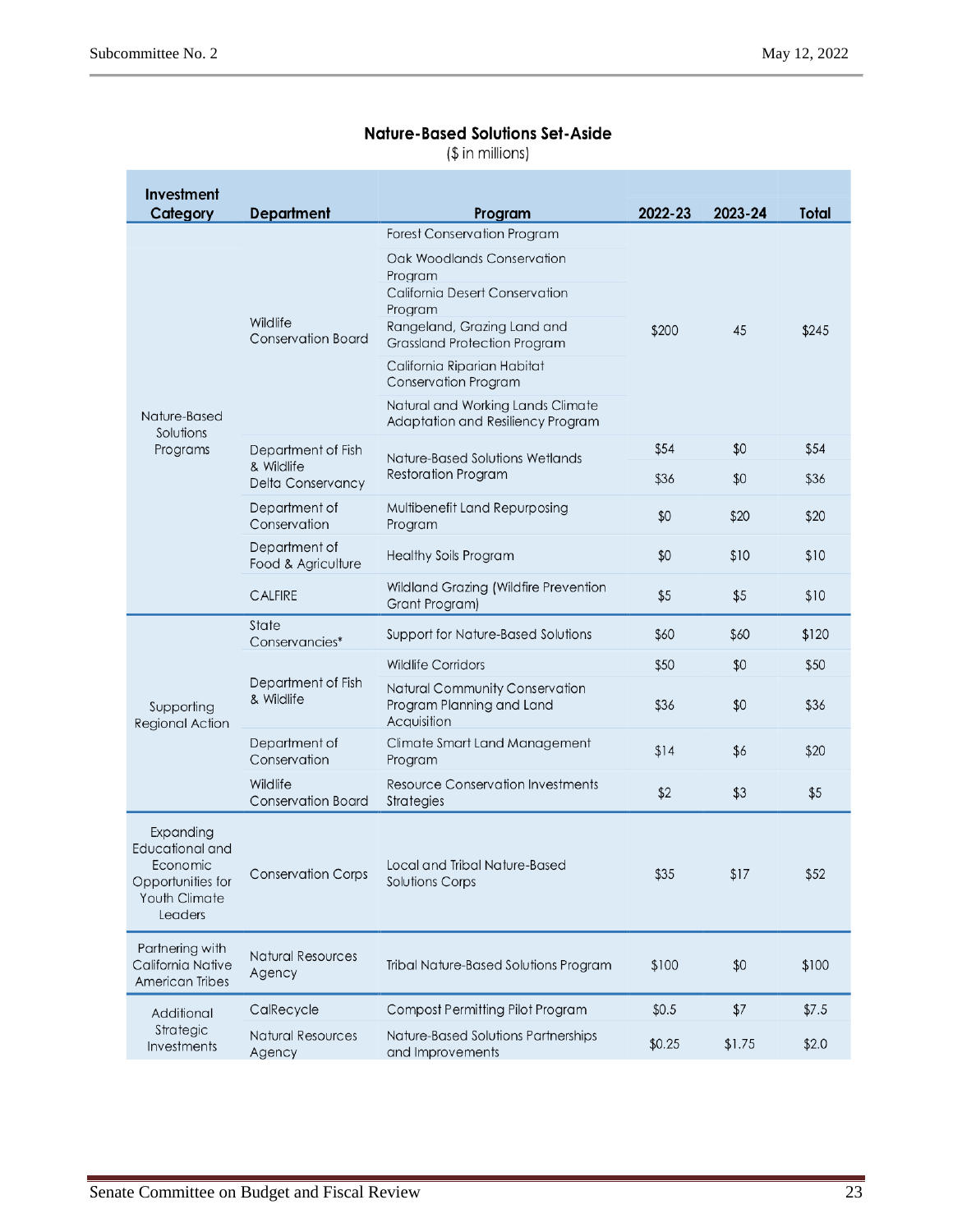**Nature-Based Solutions Set-Aside**

($ in millions)

| Investment Category | Department | Program | 2022-23 | 2023-24 | Total |
|---|---|---|---|---|---|
| Nature-Based Solutions Programs | Wildlife Conservation Board | Forest Conservation Program; Oak Woodlands Conservation Program; California Desert Conservation Program; Rangeland, Grazing Land and Grassland Protection Program; California Riparian Habitat Conservation Program; Natural and Working Lands Climate Adaptation and Resiliency Program | $200 | 45 | $245 |
| | Department of Fish & Wildlife | Nature-Based Solutions Wetlands Restoration Program | $54 | $0 | $54 |
| | Delta Conservancy | Nature-Based Solutions Wetlands Restoration Program | $36 | $0 | $36 |
| | Department of Conservation | Multibenefit Land Repurposing Program | $0 | $20 | $20 |
| | Department of Food & Agriculture | Healthy Soils Program | $0 | $10 | $10 |
| | CALFIRE | Wildland Grazing (Wildfire Prevention Grant Program) | $5 | $5 | $10 |
| Supporting Regional Action | State Conservancies* | Support for Nature-Based Solutions | $60 | $60 | $120 |
| | Department of Fish & Wildlife | Wildlife Corridors | $50 | $0 | $50 |
| | Department of Fish & Wildlife | Natural Community Conservation Program Planning and Land Acquisition | $36 | $0 | $36 |
| | Department of Conservation | Climate Smart Land Management Program | $14 | $6 | $20 |
| | Wildlife Conservation Board | Resource Conservation Investments Strategies | $2 | $3 | $5 |
| Expanding Educational and Economic Opportunities for Youth Climate Leaders | Conservation Corps | Local and Tribal Nature-Based Solutions Corps | $35 | $17 | $52 |
| Partnering with California Native American Tribes | Natural Resources Agency | Tribal Nature-Based Solutions Program | $100 | $0 | $100 |
| Additional Strategic Investments | CalRecycle | Compost Permitting Pilot Program | $0.5 | $7 | $7.5 |
| | Natural Resources Agency | Nature-Based Solutions Partnerships and Improvements | $0.25 | $1.75 | $2.0 |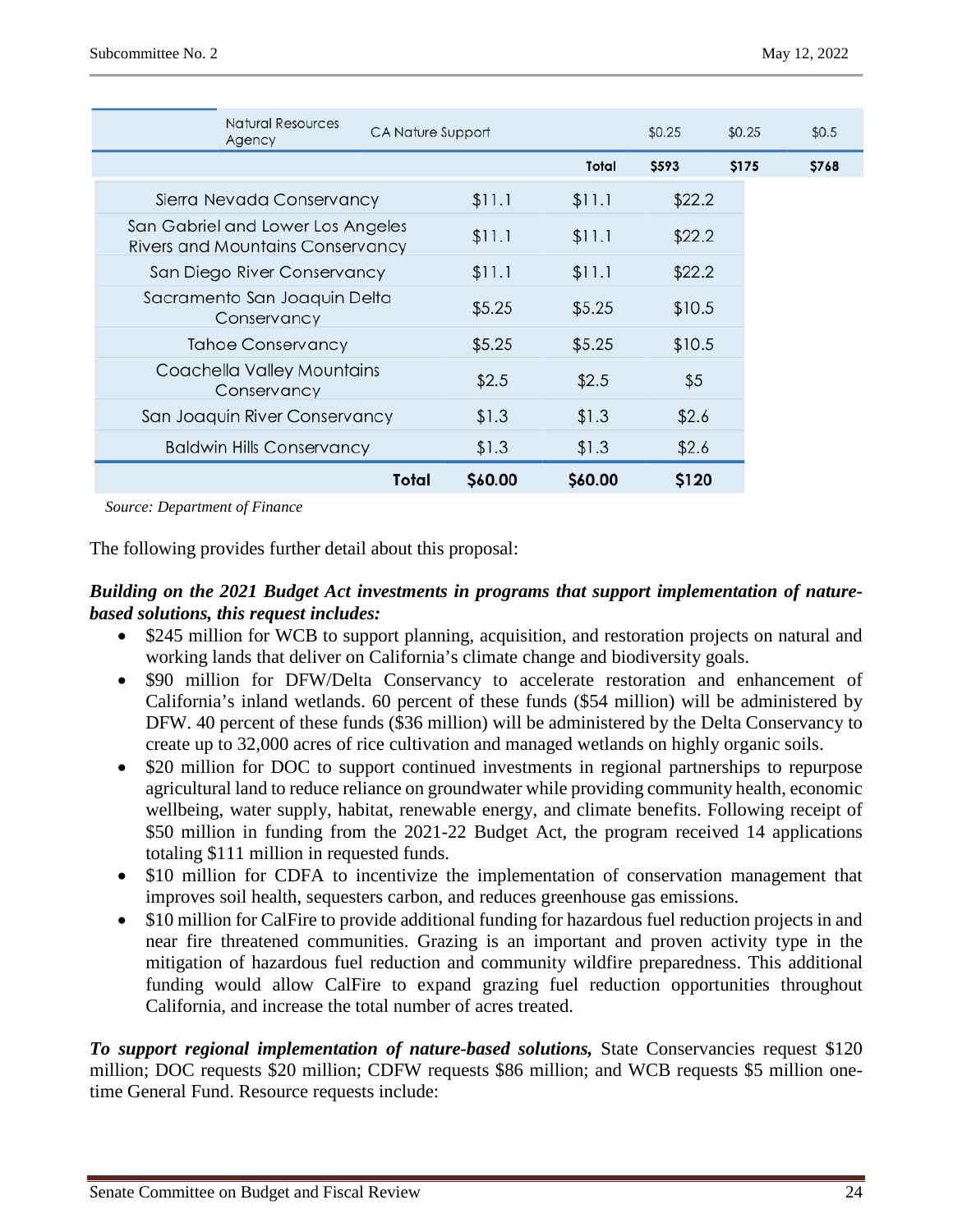| | Natural Resources Agency | CA Nature Support | | $0.25 | $0.25 | $0.5 |
|---|---|---|---|---|---|---|
| | | | Total | $593 | $175 | $768 |

| | | | |
|---|---|---|---|
| Sierra Nevada Conservancy | $11.1 | $11.1 | $22.2 |
| San Gabriel and Lower Los Angeles Rivers and Mountains Conservancy | $11.1 | $11.1 | $22.2 |
| San Diego River Conservancy | $11.1 | $11.1 | $22.2 |
| Sacramento San Joaquin Delta Conservancy | $5.25 | $5.25 | $10.5 |
| Tahoe Conservancy | $5.25 | $5.25 | $10.5 |
| Coachella Valley Mountains Conservancy | $2.5 | $2.5 | $5 |
| San Joaquin River Conservancy | $1.3 | $1.3 | $2.6 |
| Baldwin Hills Conservancy | $1.3 | $1.3 | $2.6 |
| **Total** | **$60.00** | **$60.00** | **$120** |

*Source: Department of Finance*

The following provides further detail about this proposal:

***Building on the 2021 Budget Act investments in programs that support implementation of nature-based solutions, this request includes:***

- $245 million for WCB to support planning, acquisition, and restoration projects on natural and working lands that deliver on California's climate change and biodiversity goals.
- $90 million for DFW/Delta Conservancy to accelerate restoration and enhancement of California's inland wetlands. 60 percent of these funds ($54 million) will be administered by DFW. 40 percent of these funds ($36 million) will be administered by the Delta Conservancy to create up to 32,000 acres of rice cultivation and managed wetlands on highly organic soils.
- $20 million for DOC to support continued investments in regional partnerships to repurpose agricultural land to reduce reliance on groundwater while providing community health, economic wellbeing, water supply, habitat, renewable energy, and climate benefits. Following receipt of $50 million in funding from the 2021-22 Budget Act, the program received 14 applications totaling $111 million in requested funds.
- $10 million for CDFA to incentivize the implementation of conservation management that improves soil health, sequesters carbon, and reduces greenhouse gas emissions.
- $10 million for CalFire to provide additional funding for hazardous fuel reduction projects in and near fire threatened communities. Grazing is an important and proven activity type in the mitigation of hazardous fuel reduction and community wildfire preparedness. This additional funding would allow CalFire to expand grazing fuel reduction opportunities throughout California, and increase the total number of acres treated.

***To support regional implementation of nature-based solutions,*** State Conservancies request $120 million; DOC requests $20 million; CDFW requests $86 million; and WCB requests $5 million one-time General Fund. Resource requests include: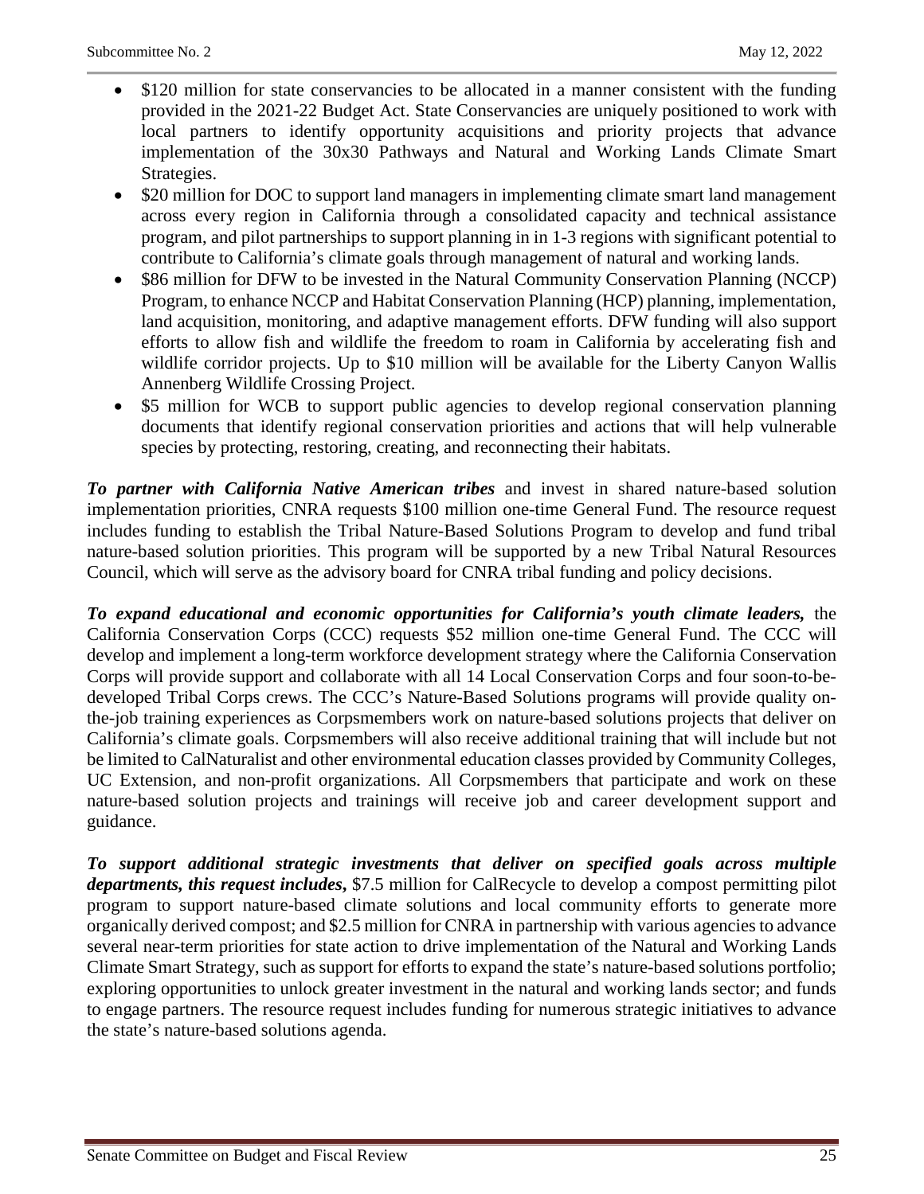- $120 million for state conservancies to be allocated in a manner consistent with the funding provided in the 2021-22 Budget Act. State Conservancies are uniquely positioned to work with local partners to identify opportunity acquisitions and priority projects that advance implementation of the 30x30 Pathways and Natural and Working Lands Climate Smart Strategies.
- $20 million for DOC to support land managers in implementing climate smart land management across every region in California through a consolidated capacity and technical assistance program, and pilot partnerships to support planning in in 1-3 regions with significant potential to contribute to California's climate goals through management of natural and working lands.
- $86 million for DFW to be invested in the Natural Community Conservation Planning (NCCP) Program, to enhance NCCP and Habitat Conservation Planning (HCP) planning, implementation, land acquisition, monitoring, and adaptive management efforts. DFW funding will also support efforts to allow fish and wildlife the freedom to roam in California by accelerating fish and wildlife corridor projects. Up to $10 million will be available for the Liberty Canyon Wallis Annenberg Wildlife Crossing Project.
- $5 million for WCB to support public agencies to develop regional conservation planning documents that identify regional conservation priorities and actions that will help vulnerable species by protecting, restoring, creating, and reconnecting their habitats.

***To partner with California Native American tribes*** and invest in shared nature-based solution implementation priorities, CNRA requests $100 million one-time General Fund. The resource request includes funding to establish the Tribal Nature-Based Solutions Program to develop and fund tribal nature-based solution priorities. This program will be supported by a new Tribal Natural Resources Council, which will serve as the advisory board for CNRA tribal funding and policy decisions.

***To expand educational and economic opportunities for California's youth climate leaders,*** the California Conservation Corps (CCC) requests $52 million one-time General Fund. The CCC will develop and implement a long-term workforce development strategy where the California Conservation Corps will provide support and collaborate with all 14 Local Conservation Corps and four soon-to-be-developed Tribal Corps crews. The CCC's Nature-Based Solutions programs will provide quality on-the-job training experiences as Corpsmembers work on nature-based solutions projects that deliver on California's climate goals. Corpsmembers will also receive additional training that will include but not be limited to CalNaturalist and other environmental education classes provided by Community Colleges, UC Extension, and non-profit organizations. All Corpsmembers that participate and work on these nature-based solution projects and trainings will receive job and career development support and guidance.

***To support additional strategic investments that deliver on specified goals across multiple departments, this request includes***, $7.5 million for CalRecycle to develop a compost permitting pilot program to support nature-based climate solutions and local community efforts to generate more organically derived compost; and $2.5 million for CNRA in partnership with various agencies to advance several near-term priorities for state action to drive implementation of the Natural and Working Lands Climate Smart Strategy, such as support for efforts to expand the state's nature-based solutions portfolio; exploring opportunities to unlock greater investment in the natural and working lands sector; and funds to engage partners. The resource request includes funding for numerous strategic initiatives to advance the state's nature-based solutions agenda.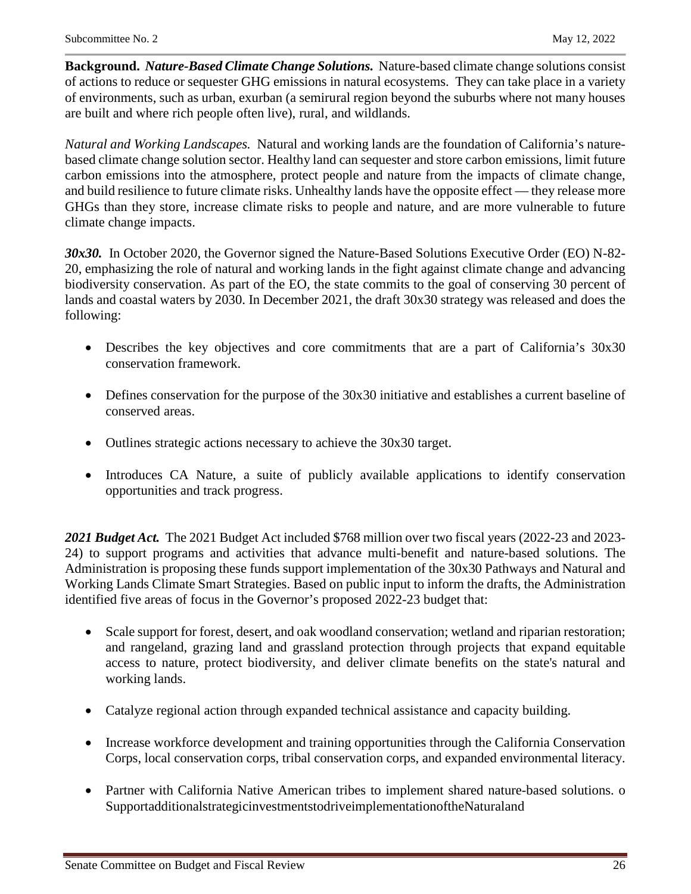**Background.** ***Nature-Based Climate Change Solutions.*** Nature-based climate change solutions consist of actions to reduce or sequester GHG emissions in natural ecosystems. They can take place in a variety of environments, such as urban, exurban (a semirural region beyond the suburbs where not many houses are built and where rich people often live), rural, and wildlands.

*Natural and Working Landscapes.* Natural and working lands are the foundation of California's nature-based climate change solution sector. Healthy land can sequester and store carbon emissions, limit future carbon emissions into the atmosphere, protect people and nature from the impacts of climate change, and build resilience to future climate risks. Unhealthy lands have the opposite effect — they release more GHGs than they store, increase climate risks to people and nature, and are more vulnerable to future climate change impacts.

***30x30.*** In October 2020, the Governor signed the Nature-Based Solutions Executive Order (EO) N-82-20, emphasizing the role of natural and working lands in the fight against climate change and advancing biodiversity conservation. As part of the EO, the state commits to the goal of conserving 30 percent of lands and coastal waters by 2030. In December 2021, the draft 30x30 strategy was released and does the following:

- Describes the key objectives and core commitments that are a part of California's 30x30 conservation framework.
- Defines conservation for the purpose of the 30x30 initiative and establishes a current baseline of conserved areas.
- Outlines strategic actions necessary to achieve the 30x30 target.
- Introduces CA Nature, a suite of publicly available applications to identify conservation opportunities and track progress.

***2021 Budget Act.*** The 2021 Budget Act included $768 million over two fiscal years (2022-23 and 2023-24) to support programs and activities that advance multi-benefit and nature-based solutions. The Administration is proposing these funds support implementation of the 30x30 Pathways and Natural and Working Lands Climate Smart Strategies. Based on public input to inform the drafts, the Administration identified five areas of focus in the Governor's proposed 2022-23 budget that:

- Scale support for forest, desert, and oak woodland conservation; wetland and riparian restoration; and rangeland, grazing land and grassland protection through projects that expand equitable access to nature, protect biodiversity, and deliver climate benefits on the state's natural and working lands.
- Catalyze regional action through expanded technical assistance and capacity building.
- Increase workforce development and training opportunities through the California Conservation Corps, local conservation corps, tribal conservation corps, and expanded environmental literacy.
- Partner with California Native American tribes to implement shared nature-based solutions. o SupportadditionalstrategicinvestmentstodriveimplementationoftheNaturaland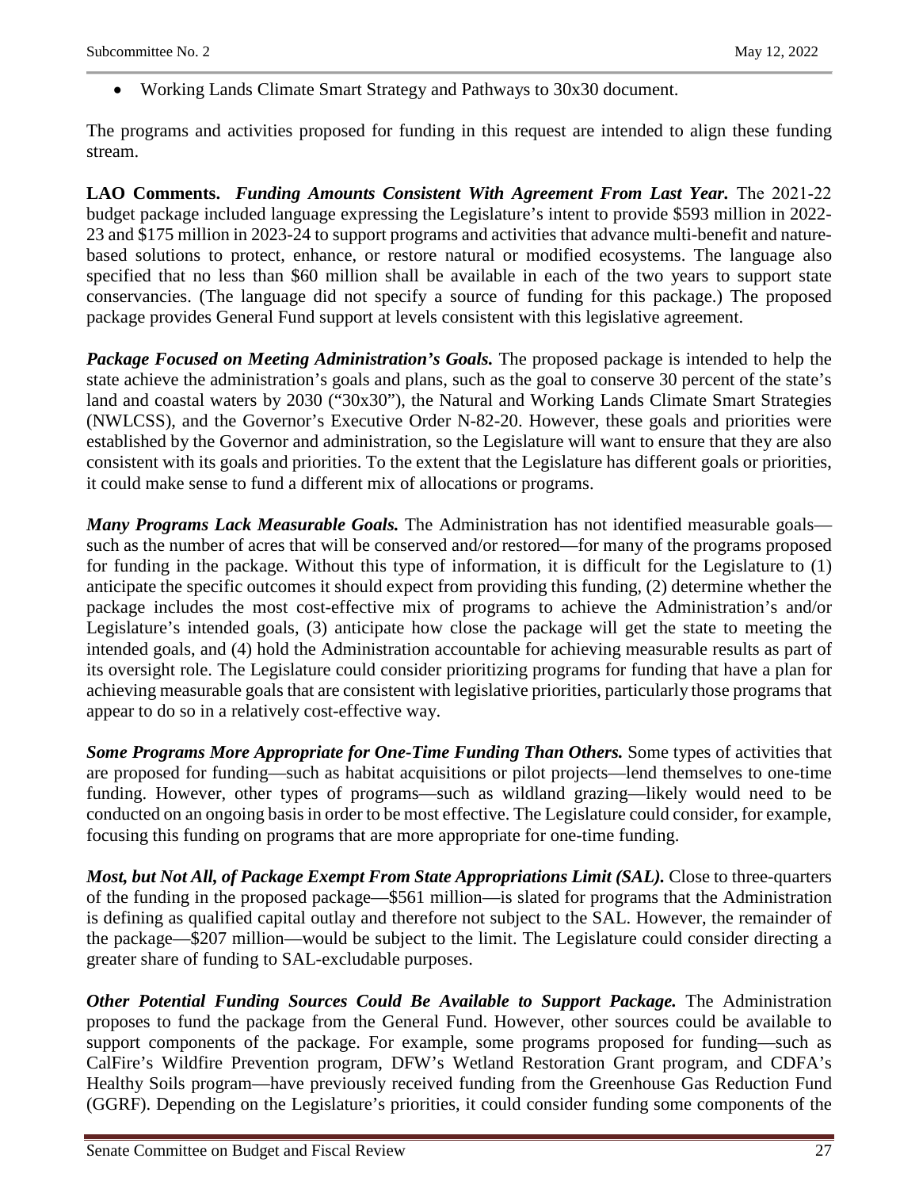- Working Lands Climate Smart Strategy and Pathways to 30x30 document.

The programs and activities proposed for funding in this request are intended to align these funding stream.

**LAO Comments.** ***Funding Amounts Consistent With Agreement From Last Year.*** The 2021-22 budget package included language expressing the Legislature's intent to provide $593 million in 2022-23 and $175 million in 2023-24 to support programs and activities that advance multi-benefit and nature-based solutions to protect, enhance, or restore natural or modified ecosystems. The language also specified that no less than $60 million shall be available in each of the two years to support state conservancies. (The language did not specify a source of funding for this package.) The proposed package provides General Fund support at levels consistent with this legislative agreement.

***Package Focused on Meeting Administration's Goals.*** The proposed package is intended to help the state achieve the administration's goals and plans, such as the goal to conserve 30 percent of the state's land and coastal waters by 2030 ("30x30"), the Natural and Working Lands Climate Smart Strategies (NWLCSS), and the Governor's Executive Order N-82-20. However, these goals and priorities were established by the Governor and administration, so the Legislature will want to ensure that they are also consistent with its goals and priorities. To the extent that the Legislature has different goals or priorities, it could make sense to fund a different mix of allocations or programs.

***Many Programs Lack Measurable Goals.*** The Administration has not identified measurable goals—such as the number of acres that will be conserved and/or restored—for many of the programs proposed for funding in the package. Without this type of information, it is difficult for the Legislature to (1) anticipate the specific outcomes it should expect from providing this funding, (2) determine whether the package includes the most cost-effective mix of programs to achieve the Administration's and/or Legislature's intended goals, (3) anticipate how close the package will get the state to meeting the intended goals, and (4) hold the Administration accountable for achieving measurable results as part of its oversight role. The Legislature could consider prioritizing programs for funding that have a plan for achieving measurable goals that are consistent with legislative priorities, particularly those programs that appear to do so in a relatively cost-effective way.

***Some Programs More Appropriate for One-Time Funding Than Others.*** Some types of activities that are proposed for funding—such as habitat acquisitions or pilot projects—lend themselves to one-time funding. However, other types of programs—such as wildland grazing—likely would need to be conducted on an ongoing basis in order to be most effective. The Legislature could consider, for example, focusing this funding on programs that are more appropriate for one-time funding.

***Most, but Not All, of Package Exempt From State Appropriations Limit (SAL).*** Close to three-quarters of the funding in the proposed package—$561 million—is slated for programs that the Administration is defining as qualified capital outlay and therefore not subject to the SAL. However, the remainder of the package—$207 million—would be subject to the limit. The Legislature could consider directing a greater share of funding to SAL-excludable purposes.

***Other Potential Funding Sources Could Be Available to Support Package.*** The Administration proposes to fund the package from the General Fund. However, other sources could be available to support components of the package. For example, some programs proposed for funding—such as CalFire's Wildfire Prevention program, DFW's Wetland Restoration Grant program, and CDFA's Healthy Soils program—have previously received funding from the Greenhouse Gas Reduction Fund (GGRF). Depending on the Legislature's priorities, it could consider funding some components of the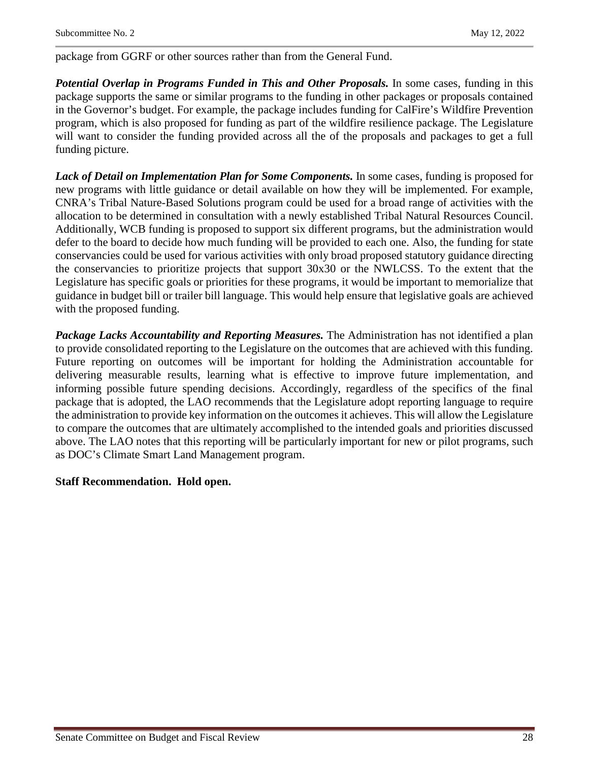package from GGRF or other sources rather than from the General Fund.

***Potential Overlap in Programs Funded in This and Other Proposals.*** In some cases, funding in this package supports the same or similar programs to the funding in other packages or proposals contained in the Governor's budget. For example, the package includes funding for CalFire's Wildfire Prevention program, which is also proposed for funding as part of the wildfire resilience package. The Legislature will want to consider the funding provided across all the of the proposals and packages to get a full funding picture.

***Lack of Detail on Implementation Plan for Some Components.*** In some cases, funding is proposed for new programs with little guidance or detail available on how they will be implemented. For example, CNRA's Tribal Nature-Based Solutions program could be used for a broad range of activities with the allocation to be determined in consultation with a newly established Tribal Natural Resources Council. Additionally, WCB funding is proposed to support six different programs, but the administration would defer to the board to decide how much funding will be provided to each one. Also, the funding for state conservancies could be used for various activities with only broad proposed statutory guidance directing the conservancies to prioritize projects that support 30x30 or the NWLCSS. To the extent that the Legislature has specific goals or priorities for these programs, it would be important to memorialize that guidance in budget bill or trailer bill language. This would help ensure that legislative goals are achieved with the proposed funding.

***Package Lacks Accountability and Reporting Measures.*** The Administration has not identified a plan to provide consolidated reporting to the Legislature on the outcomes that are achieved with this funding. Future reporting on outcomes will be important for holding the Administration accountable for delivering measurable results, learning what is effective to improve future implementation, and informing possible future spending decisions. Accordingly, regardless of the specifics of the final package that is adopted, the LAO recommends that the Legislature adopt reporting language to require the administration to provide key information on the outcomes it achieves. This will allow the Legislature to compare the outcomes that are ultimately accomplished to the intended goals and priorities discussed above. The LAO notes that this reporting will be particularly important for new or pilot programs, such as DOC's Climate Smart Land Management program.

**Staff Recommendation. Hold open.**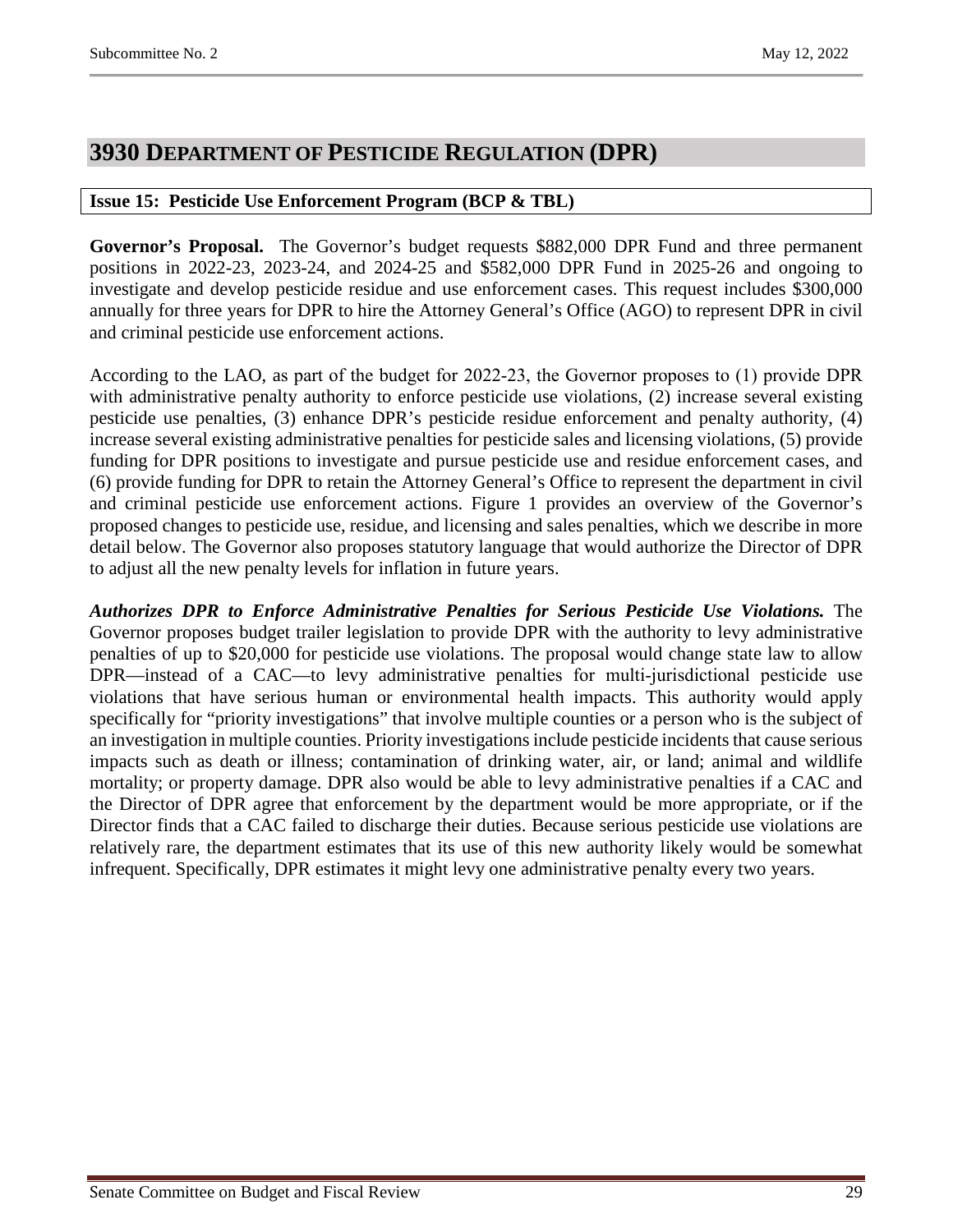## 3930 Department of Pesticide Regulation (DPR)

**Issue 15: Pesticide Use Enforcement Program (BCP & TBL)**

**Governor's Proposal.** The Governor's budget requests $882,000 DPR Fund and three permanent positions in 2022-23, 2023-24, and 2024-25 and $582,000 DPR Fund in 2025-26 and ongoing to investigate and develop pesticide residue and use enforcement cases. This request includes $300,000 annually for three years for DPR to hire the Attorney General's Office (AGO) to represent DPR in civil and criminal pesticide use enforcement actions.

According to the LAO, as part of the budget for 2022-23, the Governor proposes to (1) provide DPR with administrative penalty authority to enforce pesticide use violations, (2) increase several existing pesticide use penalties, (3) enhance DPR's pesticide residue enforcement and penalty authority, (4) increase several existing administrative penalties for pesticide sales and licensing violations, (5) provide funding for DPR positions to investigate and pursue pesticide use and residue enforcement cases, and (6) provide funding for DPR to retain the Attorney General's Office to represent the department in civil and criminal pesticide use enforcement actions. Figure 1 provides an overview of the Governor's proposed changes to pesticide use, residue, and licensing and sales penalties, which we describe in more detail below. The Governor also proposes statutory language that would authorize the Director of DPR to adjust all the new penalty levels for inflation in future years.

***Authorizes DPR to Enforce Administrative Penalties for Serious Pesticide Use Violations.*** The Governor proposes budget trailer legislation to provide DPR with the authority to levy administrative penalties of up to $20,000 for pesticide use violations. The proposal would change state law to allow DPR—instead of a CAC—to levy administrative penalties for multi-jurisdictional pesticide use violations that have serious human or environmental health impacts. This authority would apply specifically for "priority investigations" that involve multiple counties or a person who is the subject of an investigation in multiple counties. Priority investigations include pesticide incidents that cause serious impacts such as death or illness; contamination of drinking water, air, or land; animal and wildlife mortality; or property damage. DPR also would be able to levy administrative penalties if a CAC and the Director of DPR agree that enforcement by the department would be more appropriate, or if the Director finds that a CAC failed to discharge their duties. Because serious pesticide use violations are relatively rare, the department estimates that its use of this new authority likely would be somewhat infrequent. Specifically, DPR estimates it might levy one administrative penalty every two years.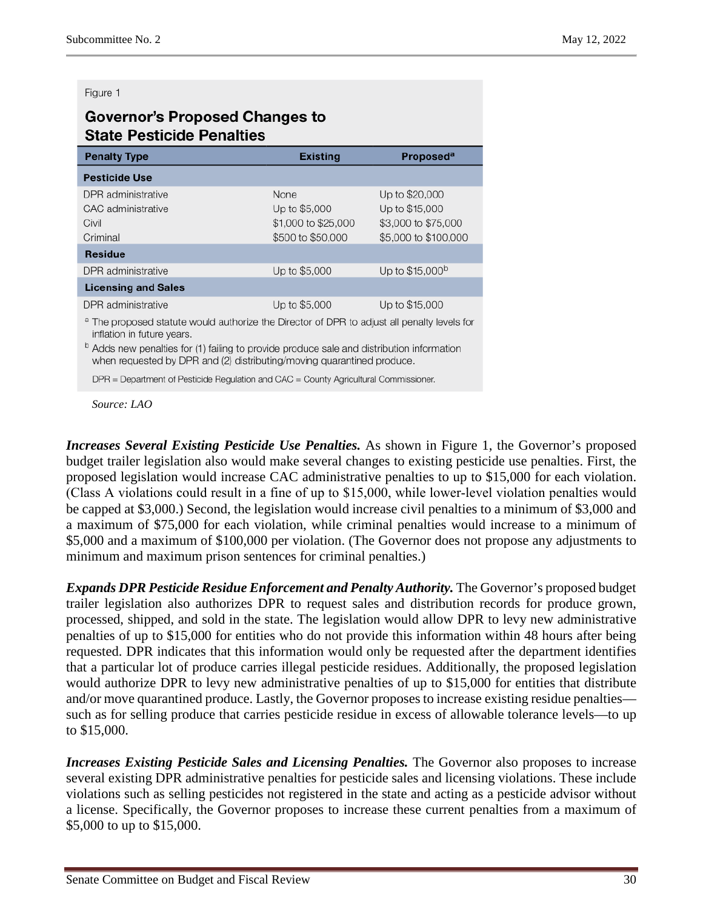Figure 1

**Governor's Proposed Changes to State Pesticide Penalties**

| Penalty Type | Existing | Proposed[a] |
|---|---|---|
| **Pesticide Use** | | |
| DPR administrative | None | Up to $20,000 |
| CAC administrative | Up to $5,000 | Up to $15,000 |
| Civil | $1,000 to $25,000 | $3,000 to $75,000 |
| Criminal | $500 to $50,000 | $5,000 to $100,000 |
| **Residue** | | |
| DPR administrative | Up to $5,000 | Up to $15,000[b] |
| **Licensing and Sales** | | |
| DPR administrative | Up to $5,000 | Up to $15,000 |

[a] The proposed statute would authorize the Director of DPR to adjust all penalty levels for inflation in future years.

[b] Adds new penalties for (1) failing to provide produce sale and distribution information when requested by DPR and (2) distributing/moving quarantined produce.

DPR = Department of Pesticide Regulation and CAC = County Agricultural Commissioner.

*Source: LAO*

***Increases Several Existing Pesticide Use Penalties.*** As shown in Figure 1, the Governor's proposed budget trailer legislation also would make several changes to existing pesticide use penalties. First, the proposed legislation would increase CAC administrative penalties to up to $15,000 for each violation. (Class A violations could result in a fine of up to $15,000, while lower-level violation penalties would be capped at $3,000.) Second, the legislation would increase civil penalties to a minimum of $3,000 and a maximum of $75,000 for each violation, while criminal penalties would increase to a minimum of $5,000 and a maximum of $100,000 per violation. (The Governor does not propose any adjustments to minimum and maximum prison sentences for criminal penalties.)

***Expands DPR Pesticide Residue Enforcement and Penalty Authority.*** The Governor's proposed budget trailer legislation also authorizes DPR to request sales and distribution records for produce grown, processed, shipped, and sold in the state. The legislation would allow DPR to levy new administrative penalties of up to $15,000 for entities who do not provide this information within 48 hours after being requested. DPR indicates that this information would only be requested after the department identifies that a particular lot of produce carries illegal pesticide residues. Additionally, the proposed legislation would authorize DPR to levy new administrative penalties of up to $15,000 for entities that distribute and/or move quarantined produce. Lastly, the Governor proposes to increase existing residue penalties—such as for selling produce that carries pesticide residue in excess of allowable tolerance levels—to up to $15,000.

***Increases Existing Pesticide Sales and Licensing Penalties.*** The Governor also proposes to increase several existing DPR administrative penalties for pesticide sales and licensing violations. These include violations such as selling pesticides not registered in the state and acting as a pesticide advisor without a license. Specifically, the Governor proposes to increase these current penalties from a maximum of $5,000 to up to $15,000.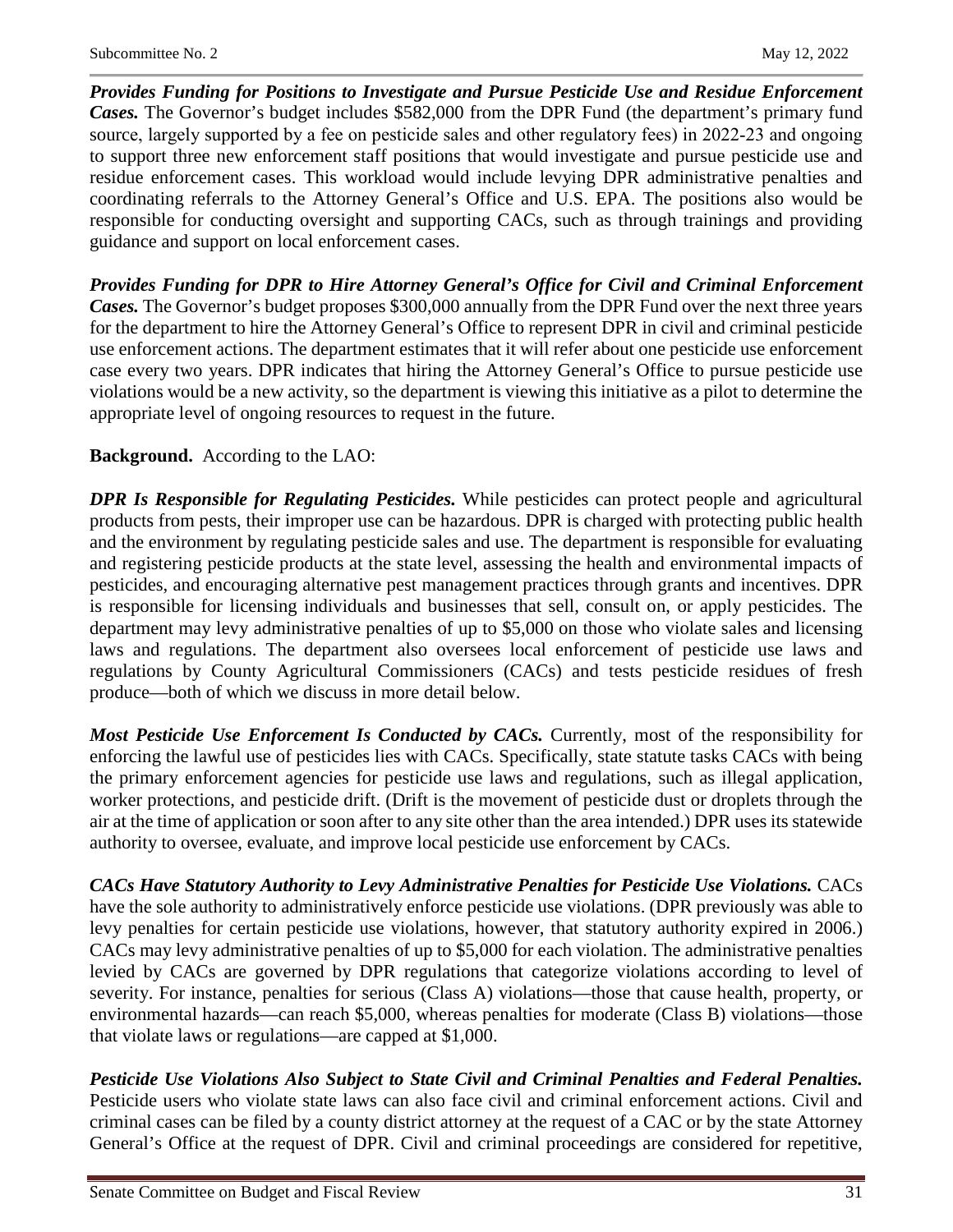***Provides Funding for Positions to Investigate and Pursue Pesticide Use and Residue Enforcement Cases.*** The Governor's budget includes $582,000 from the DPR Fund (the department's primary fund source, largely supported by a fee on pesticide sales and other regulatory fees) in 2022-23 and ongoing to support three new enforcement staff positions that would investigate and pursue pesticide use and residue enforcement cases. This workload would include levying DPR administrative penalties and coordinating referrals to the Attorney General's Office and U.S. EPA. The positions also would be responsible for conducting oversight and supporting CACs, such as through trainings and providing guidance and support on local enforcement cases.

***Provides Funding for DPR to Hire Attorney General's Office for Civil and Criminal Enforcement Cases.*** The Governor's budget proposes $300,000 annually from the DPR Fund over the next three years for the department to hire the Attorney General's Office to represent DPR in civil and criminal pesticide use enforcement actions. The department estimates that it will refer about one pesticide use enforcement case every two years. DPR indicates that hiring the Attorney General's Office to pursue pesticide use violations would be a new activity, so the department is viewing this initiative as a pilot to determine the appropriate level of ongoing resources to request in the future.

**Background.** According to the LAO:

***DPR Is Responsible for Regulating Pesticides.*** While pesticides can protect people and agricultural products from pests, their improper use can be hazardous. DPR is charged with protecting public health and the environment by regulating pesticide sales and use. The department is responsible for evaluating and registering pesticide products at the state level, assessing the health and environmental impacts of pesticides, and encouraging alternative pest management practices through grants and incentives. DPR is responsible for licensing individuals and businesses that sell, consult on, or apply pesticides. The department may levy administrative penalties of up to $5,000 on those who violate sales and licensing laws and regulations. The department also oversees local enforcement of pesticide use laws and regulations by County Agricultural Commissioners (CACs) and tests pesticide residues of fresh produce—both of which we discuss in more detail below.

***Most Pesticide Use Enforcement Is Conducted by CACs.*** Currently, most of the responsibility for enforcing the lawful use of pesticides lies with CACs. Specifically, state statute tasks CACs with being the primary enforcement agencies for pesticide use laws and regulations, such as illegal application, worker protections, and pesticide drift. (Drift is the movement of pesticide dust or droplets through the air at the time of application or soon after to any site other than the area intended.) DPR uses its statewide authority to oversee, evaluate, and improve local pesticide use enforcement by CACs.

***CACs Have Statutory Authority to Levy Administrative Penalties for Pesticide Use Violations.*** CACs have the sole authority to administratively enforce pesticide use violations. (DPR previously was able to levy penalties for certain pesticide use violations, however, that statutory authority expired in 2006.) CACs may levy administrative penalties of up to $5,000 for each violation. The administrative penalties levied by CACs are governed by DPR regulations that categorize violations according to level of severity. For instance, penalties for serious (Class A) violations—those that cause health, property, or environmental hazards—can reach $5,000, whereas penalties for moderate (Class B) violations—those that violate laws or regulations—are capped at $1,000.

***Pesticide Use Violations Also Subject to State Civil and Criminal Penalties and Federal Penalties.*** Pesticide users who violate state laws can also face civil and criminal enforcement actions. Civil and criminal cases can be filed by a county district attorney at the request of a CAC or by the state Attorney General's Office at the request of DPR. Civil and criminal proceedings are considered for repetitive,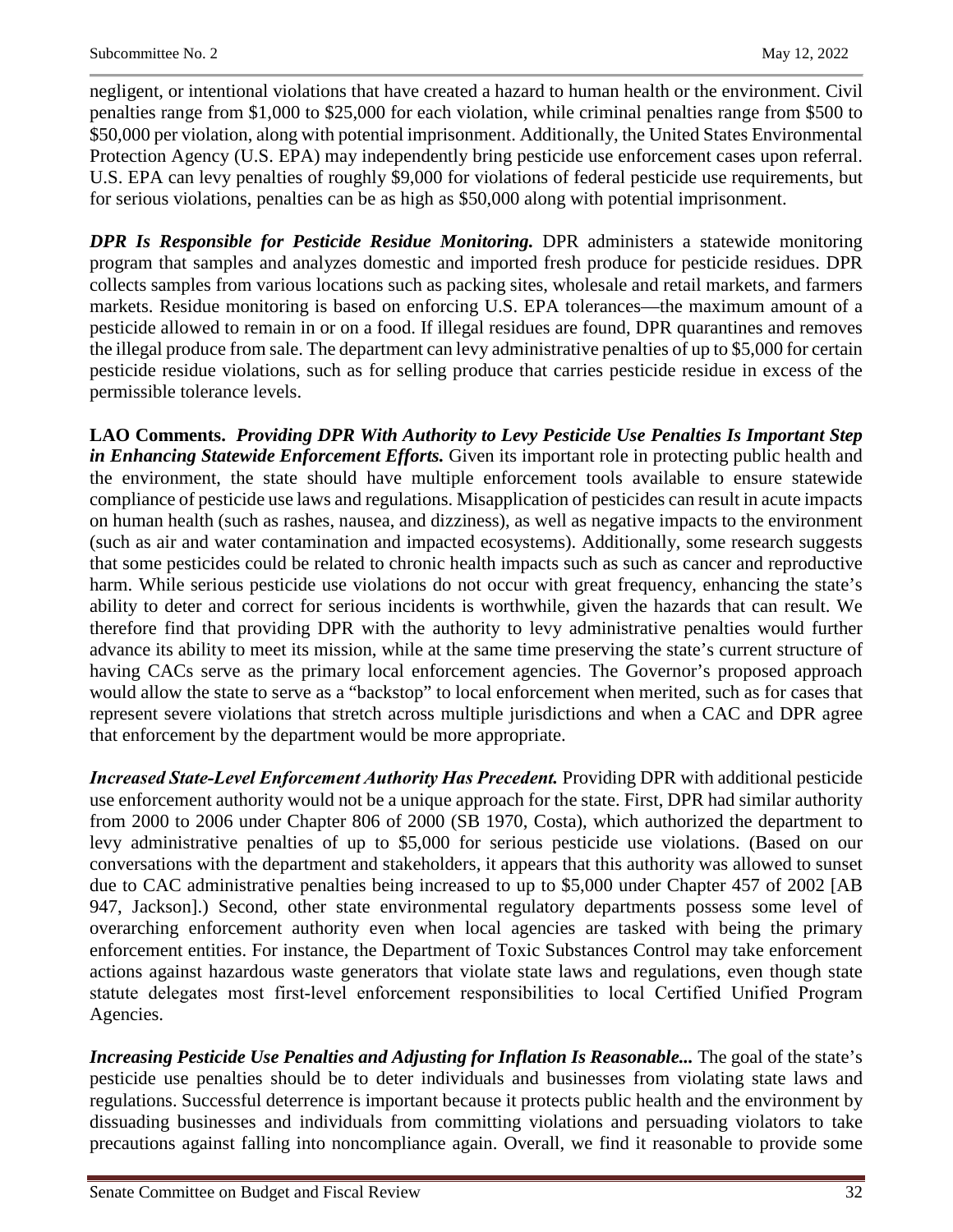negligent, or intentional violations that have created a hazard to human health or the environment. Civil penalties range from $1,000 to $25,000 for each violation, while criminal penalties range from $500 to $50,000 per violation, along with potential imprisonment. Additionally, the United States Environmental Protection Agency (U.S. EPA) may independently bring pesticide use enforcement cases upon referral. U.S. EPA can levy penalties of roughly $9,000 for violations of federal pesticide use requirements, but for serious violations, penalties can be as high as $50,000 along with potential imprisonment.

***DPR Is Responsible for Pesticide Residue Monitoring.*** DPR administers a statewide monitoring program that samples and analyzes domestic and imported fresh produce for pesticide residues. DPR collects samples from various locations such as packing sites, wholesale and retail markets, and farmers markets. Residue monitoring is based on enforcing U.S. EPA tolerances—the maximum amount of a pesticide allowed to remain in or on a food. If illegal residues are found, DPR quarantines and removes the illegal produce from sale. The department can levy administrative penalties of up to $5,000 for certain pesticide residue violations, such as for selling produce that carries pesticide residue in excess of the permissible tolerance levels.

**LAO Comments.** ***Providing DPR With Authority to Levy Pesticide Use Penalties Is Important Step in Enhancing Statewide Enforcement Efforts.*** Given its important role in protecting public health and the environment, the state should have multiple enforcement tools available to ensure statewide compliance of pesticide use laws and regulations. Misapplication of pesticides can result in acute impacts on human health (such as rashes, nausea, and dizziness), as well as negative impacts to the environment (such as air and water contamination and impacted ecosystems). Additionally, some research suggests that some pesticides could be related to chronic health impacts such as such as cancer and reproductive harm. While serious pesticide use violations do not occur with great frequency, enhancing the state's ability to deter and correct for serious incidents is worthwhile, given the hazards that can result. We therefore find that providing DPR with the authority to levy administrative penalties would further advance its ability to meet its mission, while at the same time preserving the state's current structure of having CACs serve as the primary local enforcement agencies. The Governor's proposed approach would allow the state to serve as a "backstop" to local enforcement when merited, such as for cases that represent severe violations that stretch across multiple jurisdictions and when a CAC and DPR agree that enforcement by the department would be more appropriate.

***Increased State-Level Enforcement Authority Has Precedent.*** Providing DPR with additional pesticide use enforcement authority would not be a unique approach for the state. First, DPR had similar authority from 2000 to 2006 under Chapter 806 of 2000 (SB 1970, Costa), which authorized the department to levy administrative penalties of up to $5,000 for serious pesticide use violations. (Based on our conversations with the department and stakeholders, it appears that this authority was allowed to sunset due to CAC administrative penalties being increased to up to $5,000 under Chapter 457 of 2002 [AB 947, Jackson].) Second, other state environmental regulatory departments possess some level of overarching enforcement authority even when local agencies are tasked with being the primary enforcement entities. For instance, the Department of Toxic Substances Control may take enforcement actions against hazardous waste generators that violate state laws and regulations, even though state statute delegates most first-level enforcement responsibilities to local Certified Unified Program Agencies.

***Increasing Pesticide Use Penalties and Adjusting for Inflation Is Reasonable...*** The goal of the state's pesticide use penalties should be to deter individuals and businesses from violating state laws and regulations. Successful deterrence is important because it protects public health and the environment by dissuading businesses and individuals from committing violations and persuading violators to take precautions against falling into noncompliance again. Overall, we find it reasonable to provide some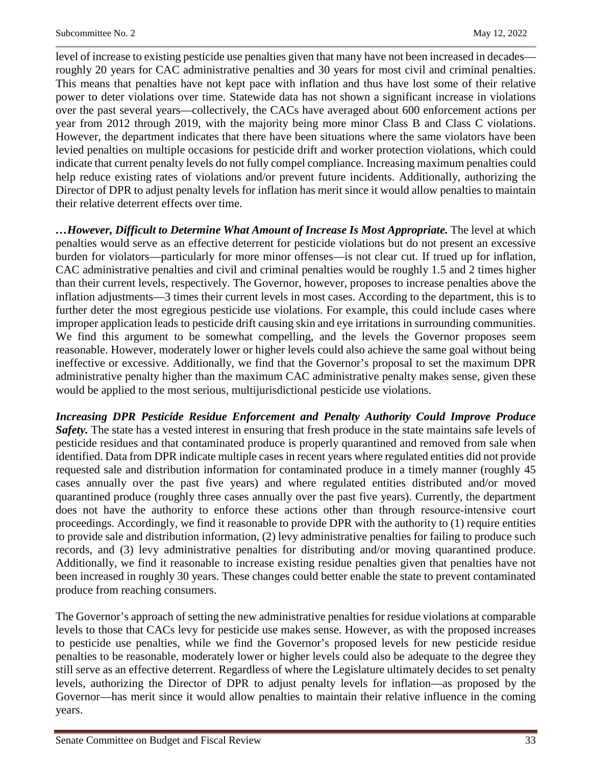level of increase to existing pesticide use penalties given that many have not been increased in decades—roughly 20 years for CAC administrative penalties and 30 years for most civil and criminal penalties. This means that penalties have not kept pace with inflation and thus have lost some of their relative power to deter violations over time. Statewide data has not shown a significant increase in violations over the past several years—collectively, the CACs have averaged about 600 enforcement actions per year from 2012 through 2019, with the majority being more minor Class B and Class C violations. However, the department indicates that there have been situations where the same violators have been levied penalties on multiple occasions for pesticide drift and worker protection violations, which could indicate that current penalty levels do not fully compel compliance. Increasing maximum penalties could help reduce existing rates of violations and/or prevent future incidents. Additionally, authorizing the Director of DPR to adjust penalty levels for inflation has merit since it would allow penalties to maintain their relative deterrent effects over time.

***…However, Difficult to Determine What Amount of Increase Is Most Appropriate.*** The level at which penalties would serve as an effective deterrent for pesticide violations but do not present an excessive burden for violators—particularly for more minor offenses—is not clear cut. If trued up for inflation, CAC administrative penalties and civil and criminal penalties would be roughly 1.5 and 2 times higher than their current levels, respectively. The Governor, however, proposes to increase penalties above the inflation adjustments—3 times their current levels in most cases. According to the department, this is to further deter the most egregious pesticide use violations. For example, this could include cases where improper application leads to pesticide drift causing skin and eye irritations in surrounding communities. We find this argument to be somewhat compelling, and the levels the Governor proposes seem reasonable. However, moderately lower or higher levels could also achieve the same goal without being ineffective or excessive. Additionally, we find that the Governor's proposal to set the maximum DPR administrative penalty higher than the maximum CAC administrative penalty makes sense, given these would be applied to the most serious, multijurisdictional pesticide use violations.

***Increasing DPR Pesticide Residue Enforcement and Penalty Authority Could Improve Produce Safety.*** The state has a vested interest in ensuring that fresh produce in the state maintains safe levels of pesticide residues and that contaminated produce is properly quarantined and removed from sale when identified. Data from DPR indicate multiple cases in recent years where regulated entities did not provide requested sale and distribution information for contaminated produce in a timely manner (roughly 45 cases annually over the past five years) and where regulated entities distributed and/or moved quarantined produce (roughly three cases annually over the past five years). Currently, the department does not have the authority to enforce these actions other than through resource-intensive court proceedings. Accordingly, we find it reasonable to provide DPR with the authority to (1) require entities to provide sale and distribution information, (2) levy administrative penalties for failing to produce such records, and (3) levy administrative penalties for distributing and/or moving quarantined produce. Additionally, we find it reasonable to increase existing residue penalties given that penalties have not been increased in roughly 30 years. These changes could better enable the state to prevent contaminated produce from reaching consumers.

The Governor's approach of setting the new administrative penalties for residue violations at comparable levels to those that CACs levy for pesticide use makes sense. However, as with the proposed increases to pesticide use penalties, while we find the Governor's proposed levels for new pesticide residue penalties to be reasonable, moderately lower or higher levels could also be adequate to the degree they still serve as an effective deterrent. Regardless of where the Legislature ultimately decides to set penalty levels, authorizing the Director of DPR to adjust penalty levels for inflation—as proposed by the Governor—has merit since it would allow penalties to maintain their relative influence in the coming years.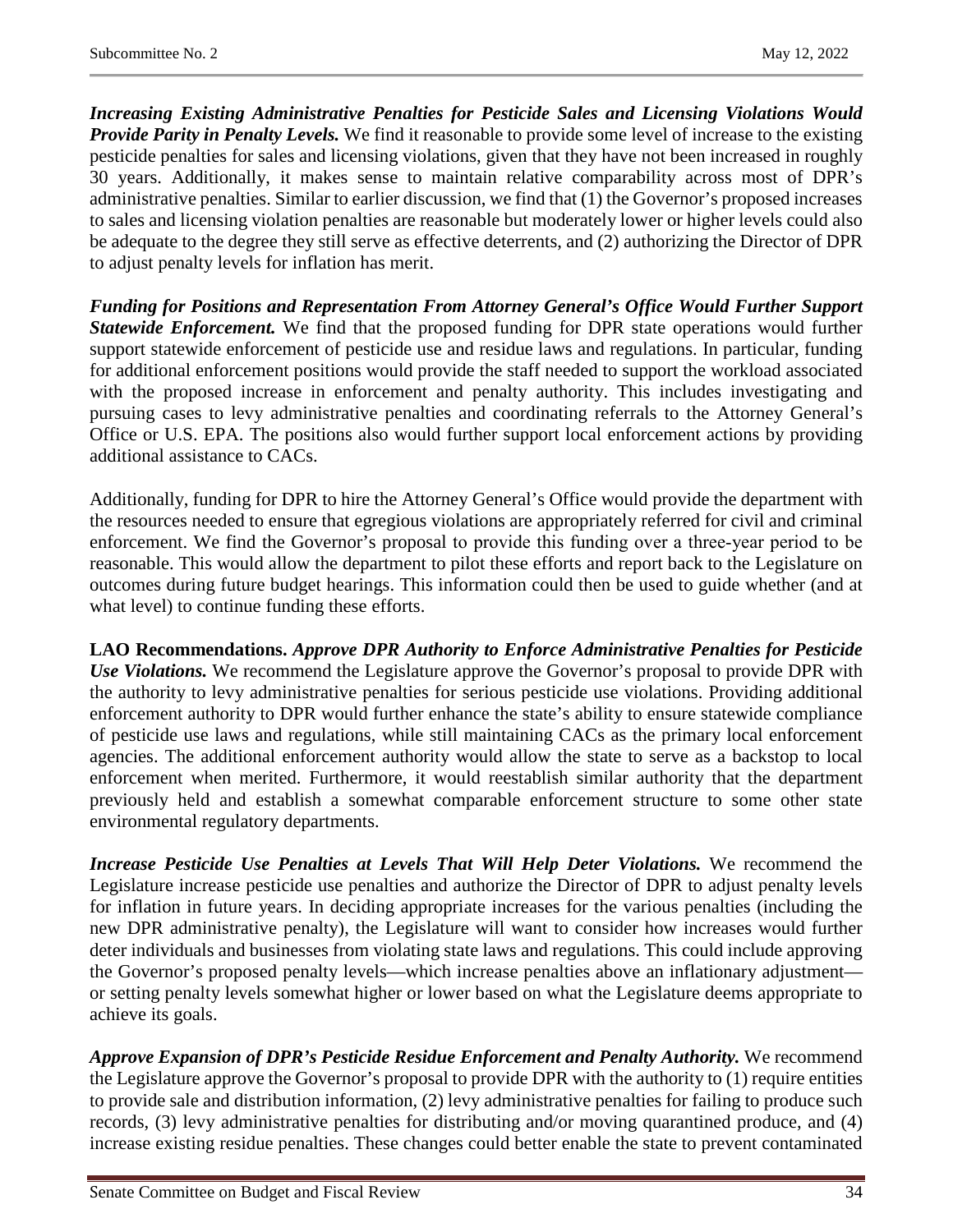***Increasing Existing Administrative Penalties for Pesticide Sales and Licensing Violations Would Provide Parity in Penalty Levels.*** We find it reasonable to provide some level of increase to the existing pesticide penalties for sales and licensing violations, given that they have not been increased in roughly 30 years. Additionally, it makes sense to maintain relative comparability across most of DPR's administrative penalties. Similar to earlier discussion, we find that (1) the Governor's proposed increases to sales and licensing violation penalties are reasonable but moderately lower or higher levels could also be adequate to the degree they still serve as effective deterrents, and (2) authorizing the Director of DPR to adjust penalty levels for inflation has merit.

***Funding for Positions and Representation From Attorney General's Office Would Further Support Statewide Enforcement.*** We find that the proposed funding for DPR state operations would further support statewide enforcement of pesticide use and residue laws and regulations. In particular, funding for additional enforcement positions would provide the staff needed to support the workload associated with the proposed increase in enforcement and penalty authority. This includes investigating and pursuing cases to levy administrative penalties and coordinating referrals to the Attorney General's Office or U.S. EPA. The positions also would further support local enforcement actions by providing additional assistance to CACs.

Additionally, funding for DPR to hire the Attorney General's Office would provide the department with the resources needed to ensure that egregious violations are appropriately referred for civil and criminal enforcement. We find the Governor's proposal to provide this funding over a three-year period to be reasonable. This would allow the department to pilot these efforts and report back to the Legislature on outcomes during future budget hearings. This information could then be used to guide whether (and at what level) to continue funding these efforts.

**LAO Recommendations.** ***Approve DPR Authority to Enforce Administrative Penalties for Pesticide Use Violations.*** We recommend the Legislature approve the Governor's proposal to provide DPR with the authority to levy administrative penalties for serious pesticide use violations. Providing additional enforcement authority to DPR would further enhance the state's ability to ensure statewide compliance of pesticide use laws and regulations, while still maintaining CACs as the primary local enforcement agencies. The additional enforcement authority would allow the state to serve as a backstop to local enforcement when merited. Furthermore, it would reestablish similar authority that the department previously held and establish a somewhat comparable enforcement structure to some other state environmental regulatory departments.

***Increase Pesticide Use Penalties at Levels That Will Help Deter Violations.*** We recommend the Legislature increase pesticide use penalties and authorize the Director of DPR to adjust penalty levels for inflation in future years. In deciding appropriate increases for the various penalties (including the new DPR administrative penalty), the Legislature will want to consider how increases would further deter individuals and businesses from violating state laws and regulations. This could include approving the Governor's proposed penalty levels—which increase penalties above an inflationary adjustment—or setting penalty levels somewhat higher or lower based on what the Legislature deems appropriate to achieve its goals.

***Approve Expansion of DPR's Pesticide Residue Enforcement and Penalty Authority.*** We recommend the Legislature approve the Governor's proposal to provide DPR with the authority to (1) require entities to provide sale and distribution information, (2) levy administrative penalties for failing to produce such records, (3) levy administrative penalties for distributing and/or moving quarantined produce, and (4) increase existing residue penalties. These changes could better enable the state to prevent contaminated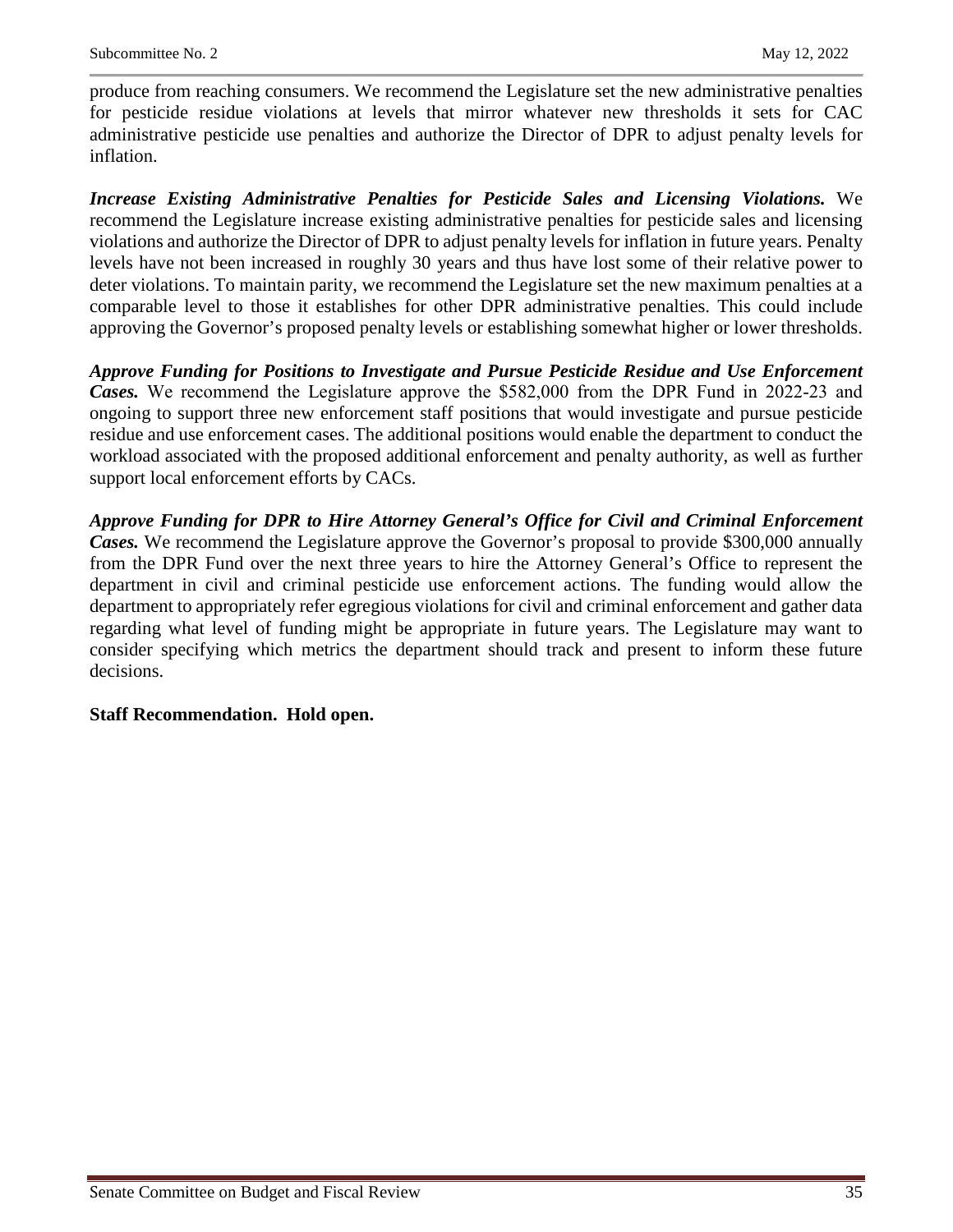produce from reaching consumers. We recommend the Legislature set the new administrative penalties for pesticide residue violations at levels that mirror whatever new thresholds it sets for CAC administrative pesticide use penalties and authorize the Director of DPR to adjust penalty levels for inflation.

***Increase Existing Administrative Penalties for Pesticide Sales and Licensing Violations.*** We recommend the Legislature increase existing administrative penalties for pesticide sales and licensing violations and authorize the Director of DPR to adjust penalty levels for inflation in future years. Penalty levels have not been increased in roughly 30 years and thus have lost some of their relative power to deter violations. To maintain parity, we recommend the Legislature set the new maximum penalties at a comparable level to those it establishes for other DPR administrative penalties. This could include approving the Governor's proposed penalty levels or establishing somewhat higher or lower thresholds.

***Approve Funding for Positions to Investigate and Pursue Pesticide Residue and Use Enforcement Cases.*** We recommend the Legislature approve the $582,000 from the DPR Fund in 2022-23 and ongoing to support three new enforcement staff positions that would investigate and pursue pesticide residue and use enforcement cases. The additional positions would enable the department to conduct the workload associated with the proposed additional enforcement and penalty authority, as well as further support local enforcement efforts by CACs.

***Approve Funding for DPR to Hire Attorney General's Office for Civil and Criminal Enforcement Cases.*** We recommend the Legislature approve the Governor's proposal to provide $300,000 annually from the DPR Fund over the next three years to hire the Attorney General's Office to represent the department in civil and criminal pesticide use enforcement actions. The funding would allow the department to appropriately refer egregious violations for civil and criminal enforcement and gather data regarding what level of funding might be appropriate in future years. The Legislature may want to consider specifying which metrics the department should track and present to inform these future decisions.

**Staff Recommendation. Hold open.**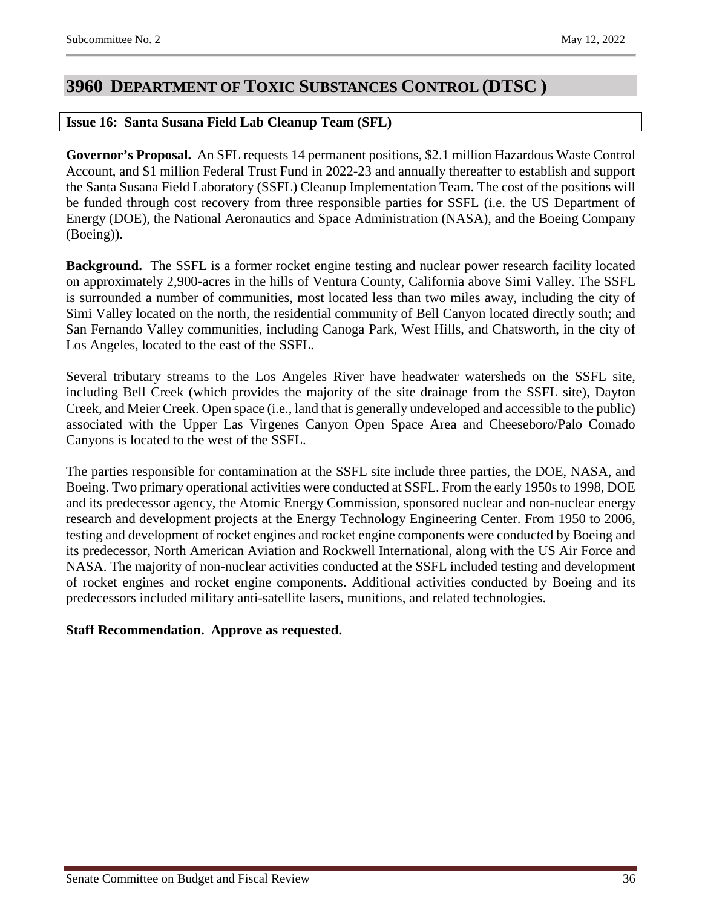# 3960 DEPARTMENT OF TOXIC SUBSTANCES CONTROL (DTSC )

**Issue 16: Santa Susana Field Lab Cleanup Team (SFL)**

**Governor's Proposal.** An SFL requests 14 permanent positions, $2.1 million Hazardous Waste Control Account, and $1 million Federal Trust Fund in 2022-23 and annually thereafter to establish and support the Santa Susana Field Laboratory (SSFL) Cleanup Implementation Team. The cost of the positions will be funded through cost recovery from three responsible parties for SSFL (i.e. the US Department of Energy (DOE), the National Aeronautics and Space Administration (NASA), and the Boeing Company (Boeing)).

**Background.** The SSFL is a former rocket engine testing and nuclear power research facility located on approximately 2,900-acres in the hills of Ventura County, California above Simi Valley. The SSFL is surrounded a number of communities, most located less than two miles away, including the city of Simi Valley located on the north, the residential community of Bell Canyon located directly south; and San Fernando Valley communities, including Canoga Park, West Hills, and Chatsworth, in the city of Los Angeles, located to the east of the SSFL.

Several tributary streams to the Los Angeles River have headwater watersheds on the SSFL site, including Bell Creek (which provides the majority of the site drainage from the SSFL site), Dayton Creek, and Meier Creek. Open space (i.e., land that is generally undeveloped and accessible to the public) associated with the Upper Las Virgenes Canyon Open Space Area and Cheeseboro/Palo Comado Canyons is located to the west of the SSFL.

The parties responsible for contamination at the SSFL site include three parties, the DOE, NASA, and Boeing. Two primary operational activities were conducted at SSFL. From the early 1950s to 1998, DOE and its predecessor agency, the Atomic Energy Commission, sponsored nuclear and non-nuclear energy research and development projects at the Energy Technology Engineering Center. From 1950 to 2006, testing and development of rocket engines and rocket engine components were conducted by Boeing and its predecessor, North American Aviation and Rockwell International, along with the US Air Force and NASA. The majority of non-nuclear activities conducted at the SSFL included testing and development of rocket engines and rocket engine components. Additional activities conducted by Boeing and its predecessors included military anti-satellite lasers, munitions, and related technologies.

**Staff Recommendation. Approve as requested.**